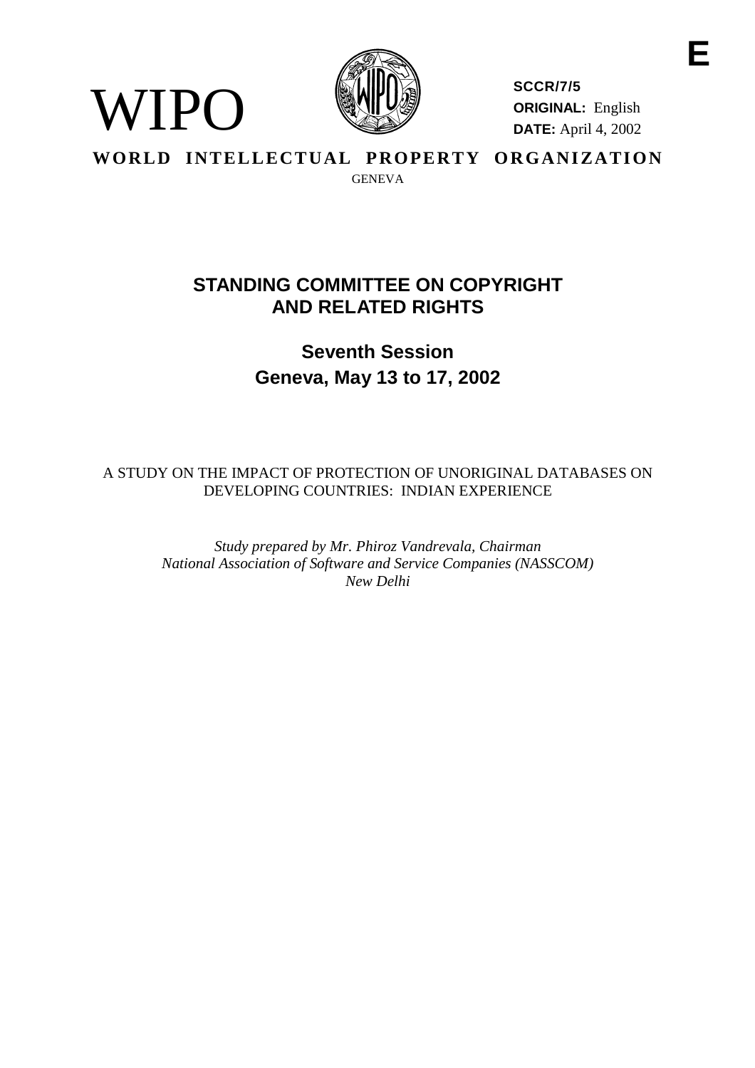E

WIPO

**SCCR/7/5**
**ORIGINAL:** English
**DATE:** April 4, 2002

**WORLD INTELLECTUAL PROPERTY ORGANIZATION**
GENEVA

# STANDING COMMITTEE ON COPYRIGHT AND RELATED RIGHTS

## Seventh Session
## Geneva, May 13 to 17, 2002

A STUDY ON THE IMPACT OF PROTECTION OF UNORIGINAL DATABASES ON DEVELOPING COUNTRIES: INDIAN EXPERIENCE

*Study prepared by Mr. Phiroz Vandrevala, Chairman*
*National Association of Software and Service Companies (NASSCOM)*
*New Delhi*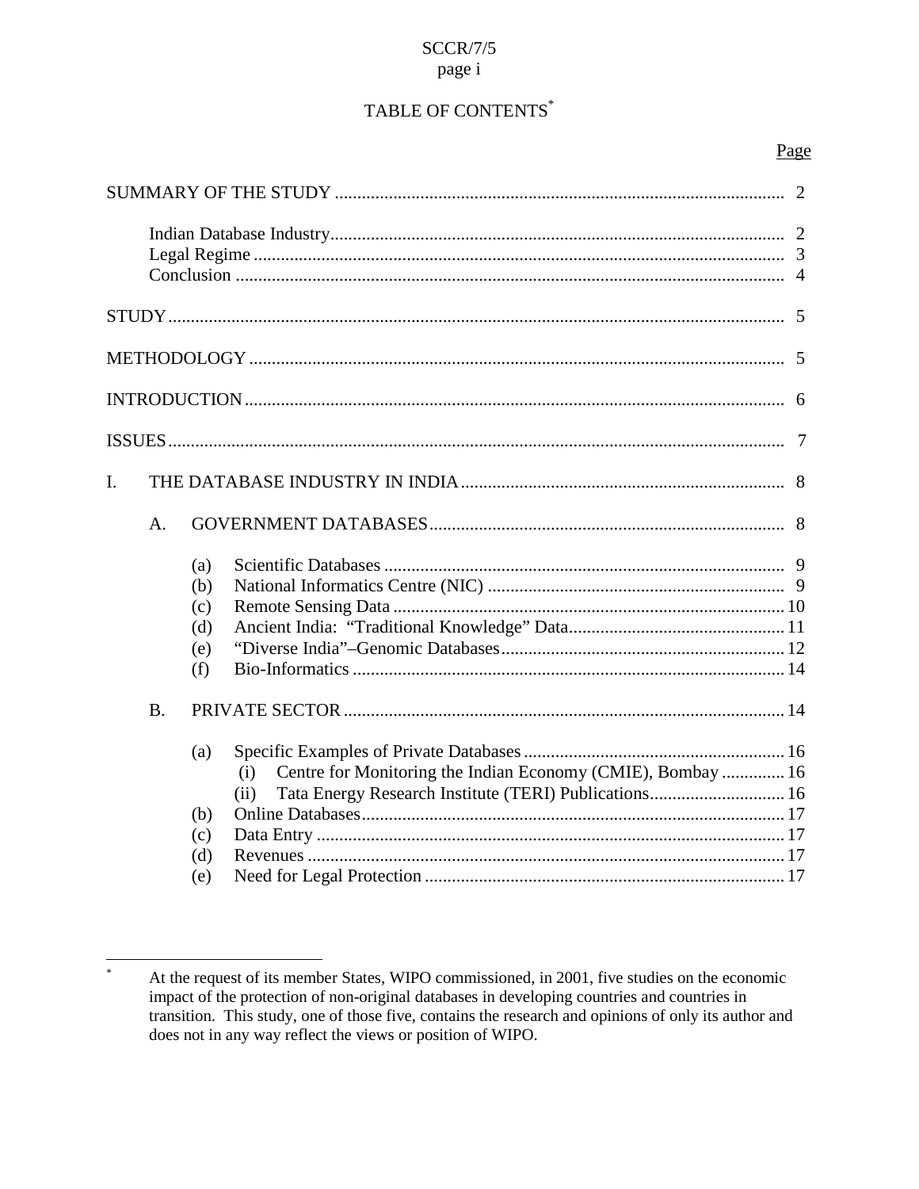# TABLE OF CONTENTS[*]

| | Page |
|---|---|
| SUMMARY OF THE STUDY | 2 |
| Indian Database Industry | 2 |
| Legal Regime | 3 |
| Conclusion | 4 |
| STUDY | 5 |
| METHODOLOGY | 5 |
| INTRODUCTION | 6 |
| ISSUES | 7 |
| I. THE DATABASE INDUSTRY IN INDIA | 8 |
| A. GOVERNMENT DATABASES | 8 |
| (a) Scientific Databases | 9 |
| (b) National Informatics Centre (NIC) | 9 |
| (c) Remote Sensing Data | 10 |
| (d) Ancient India: "Traditional Knowledge" Data | 11 |
| (e) "Diverse India"–Genomic Databases | 12 |
| (f) Bio-Informatics | 14 |
| B. PRIVATE SECTOR | 14 |
| (a) Specific Examples of Private Databases | 16 |
| (i) Centre for Monitoring the Indian Economy (CMIE), Bombay | 16 |
| (ii) Tata Energy Research Institute (TERI) Publications | 16 |
| (b) Online Databases | 17 |
| (c) Data Entry | 17 |
| (d) Revenues | 17 |
| (e) Need for Legal Protection | 17 |

[*] At the request of its member States, WIPO commissioned, in 2001, five studies on the economic impact of the protection of non-original databases in developing countries and countries in transition. This study, one of those five, contains the research and opinions of only its author and does not in any way reflect the views or position of WIPO.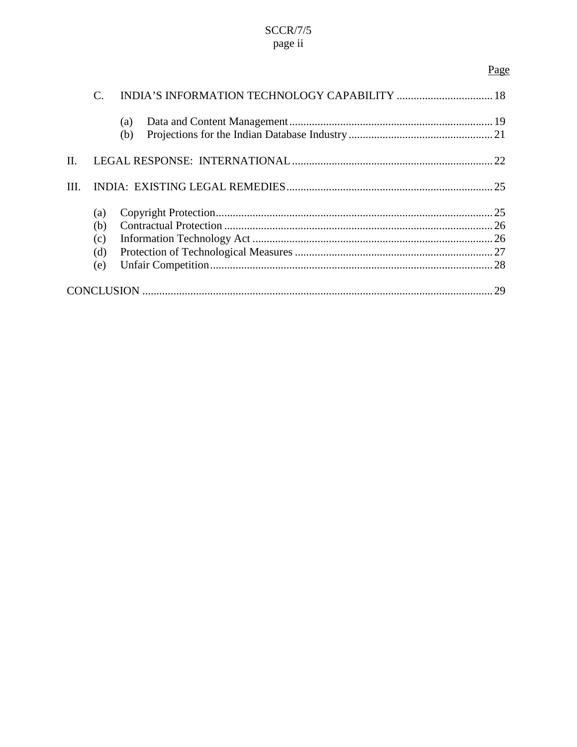Page

C. INDIA'S INFORMATION TECHNOLOGY CAPABILITY .................................. 18

(a) Data and Content Management ........................................................................ 19
(b) Projections for the Indian Database Industry ................................................... 21

II. LEGAL RESPONSE: INTERNATIONAL ....................................................................... 22

III. INDIA: EXISTING LEGAL REMEDIES ........................................................................ 25

(a) Copyright Protection ................................................................................................. 25
(b) Contractual Protection .............................................................................................. 26
(c) Information Technology Act .................................................................................... 26
(d) Protection of Technological Measures ..................................................................... 27
(e) Unfair Competition ................................................................................................... 28

CONCLUSION ........................................................................................................................... 29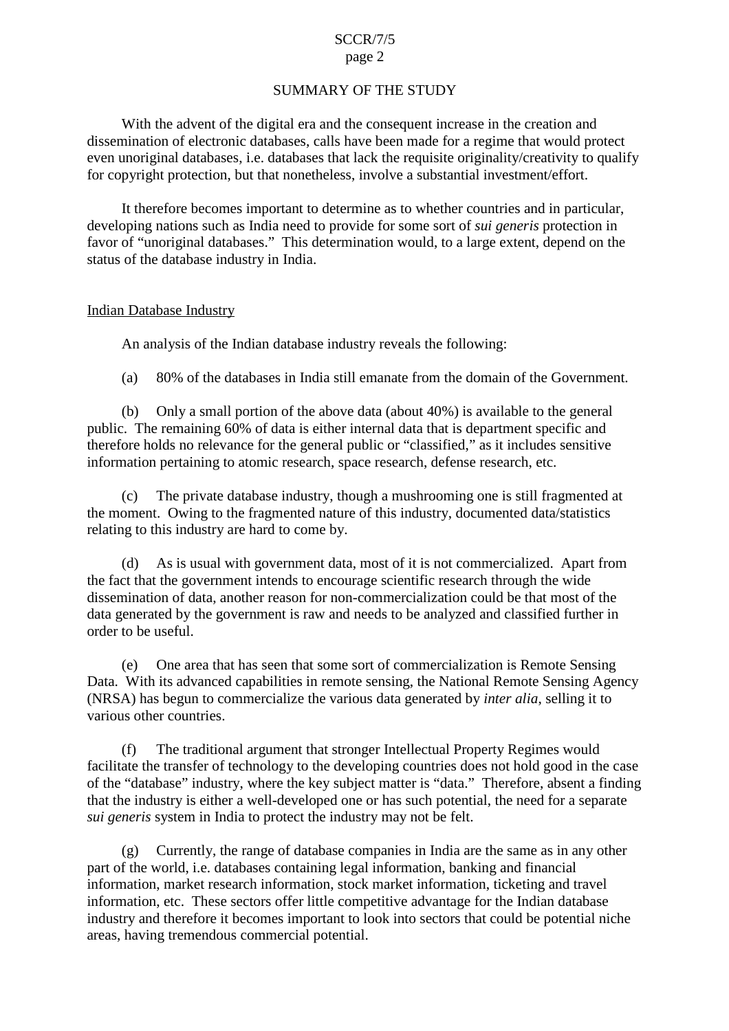## SUMMARY OF THE STUDY

With the advent of the digital era and the consequent increase in the creation and dissemination of electronic databases, calls have been made for a regime that would protect even unoriginal databases, i.e. databases that lack the requisite originality/creativity to qualify for copyright protection, but that nonetheless, involve a substantial investment/effort.

It therefore becomes important to determine as to whether countries and in particular, developing nations such as India need to provide for some sort of *sui generis* protection in favor of "unoriginal databases." This determination would, to a large extent, depend on the status of the database industry in India.

### Indian Database Industry

An analysis of the Indian database industry reveals the following:

(a) 80% of the databases in India still emanate from the domain of the Government.

(b) Only a small portion of the above data (about 40%) is available to the general public. The remaining 60% of data is either internal data that is department specific and therefore holds no relevance for the general public or "classified," as it includes sensitive information pertaining to atomic research, space research, defense research, etc.

(c) The private database industry, though a mushrooming one is still fragmented at the moment. Owing to the fragmented nature of this industry, documented data/statistics relating to this industry are hard to come by.

(d) As is usual with government data, most of it is not commercialized. Apart from the fact that the government intends to encourage scientific research through the wide dissemination of data, another reason for non-commercialization could be that most of the data generated by the government is raw and needs to be analyzed and classified further in order to be useful.

(e) One area that has seen that some sort of commercialization is Remote Sensing Data. With its advanced capabilities in remote sensing, the National Remote Sensing Agency (NRSA) has begun to commercialize the various data generated by *inter alia*, selling it to various other countries.

(f) The traditional argument that stronger Intellectual Property Regimes would facilitate the transfer of technology to the developing countries does not hold good in the case of the "database" industry, where the key subject matter is "data." Therefore, absent a finding that the industry is either a well-developed one or has such potential, the need for a separate *sui generis* system in India to protect the industry may not be felt.

(g) Currently, the range of database companies in India are the same as in any other part of the world, i.e. databases containing legal information, banking and financial information, market research information, stock market information, ticketing and travel information, etc. These sectors offer little competitive advantage for the Indian database industry and therefore it becomes important to look into sectors that could be potential niche areas, having tremendous commercial potential.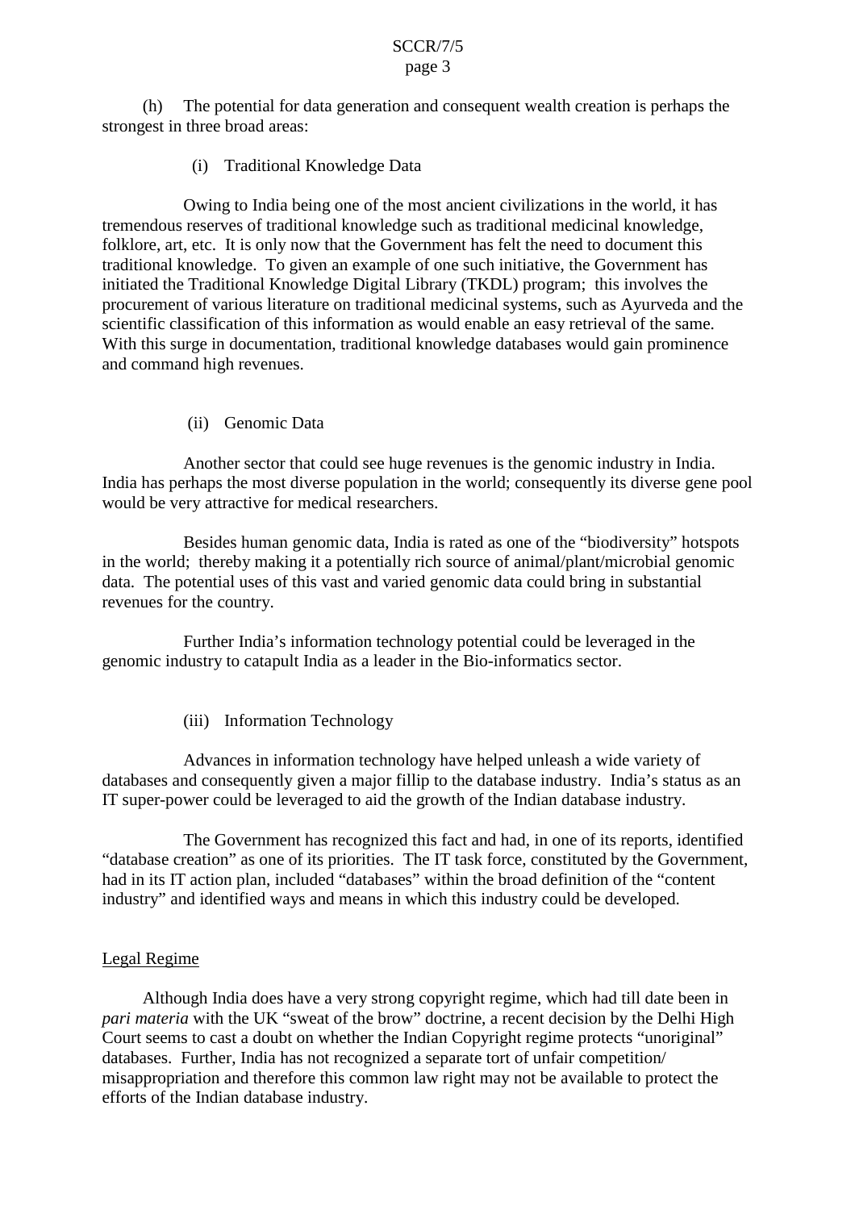(h) The potential for data generation and consequent wealth creation is perhaps the strongest in three broad areas:

(i) Traditional Knowledge Data

Owing to India being one of the most ancient civilizations in the world, it has tremendous reserves of traditional knowledge such as traditional medicinal knowledge, folklore, art, etc. It is only now that the Government has felt the need to document this traditional knowledge. To given an example of one such initiative, the Government has initiated the Traditional Knowledge Digital Library (TKDL) program; this involves the procurement of various literature on traditional medicinal systems, such as Ayurveda and the scientific classification of this information as would enable an easy retrieval of the same. With this surge in documentation, traditional knowledge databases would gain prominence and command high revenues.

(ii) Genomic Data

Another sector that could see huge revenues is the genomic industry in India. India has perhaps the most diverse population in the world; consequently its diverse gene pool would be very attractive for medical researchers.

Besides human genomic data, India is rated as one of the "biodiversity" hotspots in the world; thereby making it a potentially rich source of animal/plant/microbial genomic data. The potential uses of this vast and varied genomic data could bring in substantial revenues for the country.

Further India's information technology potential could be leveraged in the genomic industry to catapult India as a leader in the Bio-informatics sector.

(iii) Information Technology

Advances in information technology have helped unleash a wide variety of databases and consequently given a major fillip to the database industry. India's status as an IT super-power could be leveraged to aid the growth of the Indian database industry.

The Government has recognized this fact and had, in one of its reports, identified "database creation" as one of its priorities. The IT task force, constituted by the Government, had in its IT action plan, included "databases" within the broad definition of the "content industry" and identified ways and means in which this industry could be developed.

<u>Legal Regime</u>

Although India does have a very strong copyright regime, which had till date been in *pari materia* with the UK "sweat of the brow" doctrine, a recent decision by the Delhi High Court seems to cast a doubt on whether the Indian Copyright regime protects "unoriginal" databases. Further, India has not recognized a separate tort of unfair competition/ misappropriation and therefore this common law right may not be available to protect the efforts of the Indian database industry.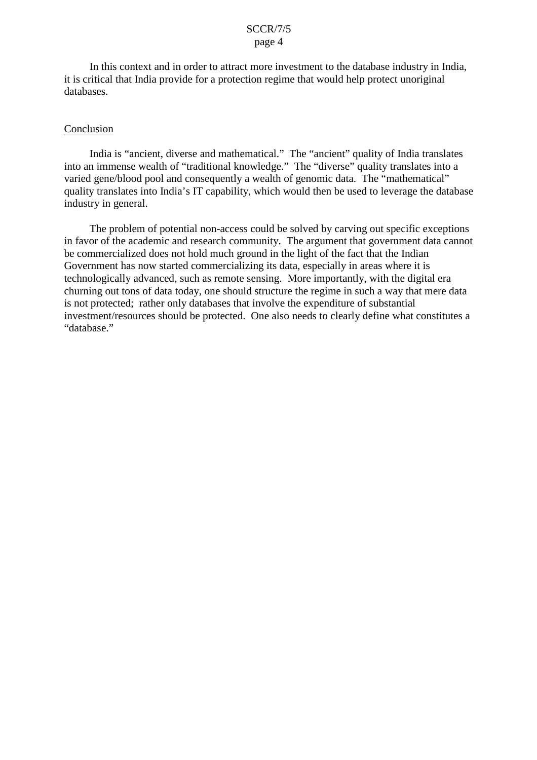In this context and in order to attract more investment to the database industry in India, it is critical that India provide for a protection regime that would help protect unoriginal databases.

## Conclusion

India is "ancient, diverse and mathematical." The "ancient" quality of India translates into an immense wealth of "traditional knowledge." The "diverse" quality translates into a varied gene/blood pool and consequently a wealth of genomic data. The "mathematical" quality translates into India's IT capability, which would then be used to leverage the database industry in general.

The problem of potential non-access could be solved by carving out specific exceptions in favor of the academic and research community. The argument that government data cannot be commercialized does not hold much ground in the light of the fact that the Indian Government has now started commercializing its data, especially in areas where it is technologically advanced, such as remote sensing. More importantly, with the digital era churning out tons of data today, one should structure the regime in such a way that mere data is not protected; rather only databases that involve the expenditure of substantial investment/resources should be protected. One also needs to clearly define what constitutes a "database."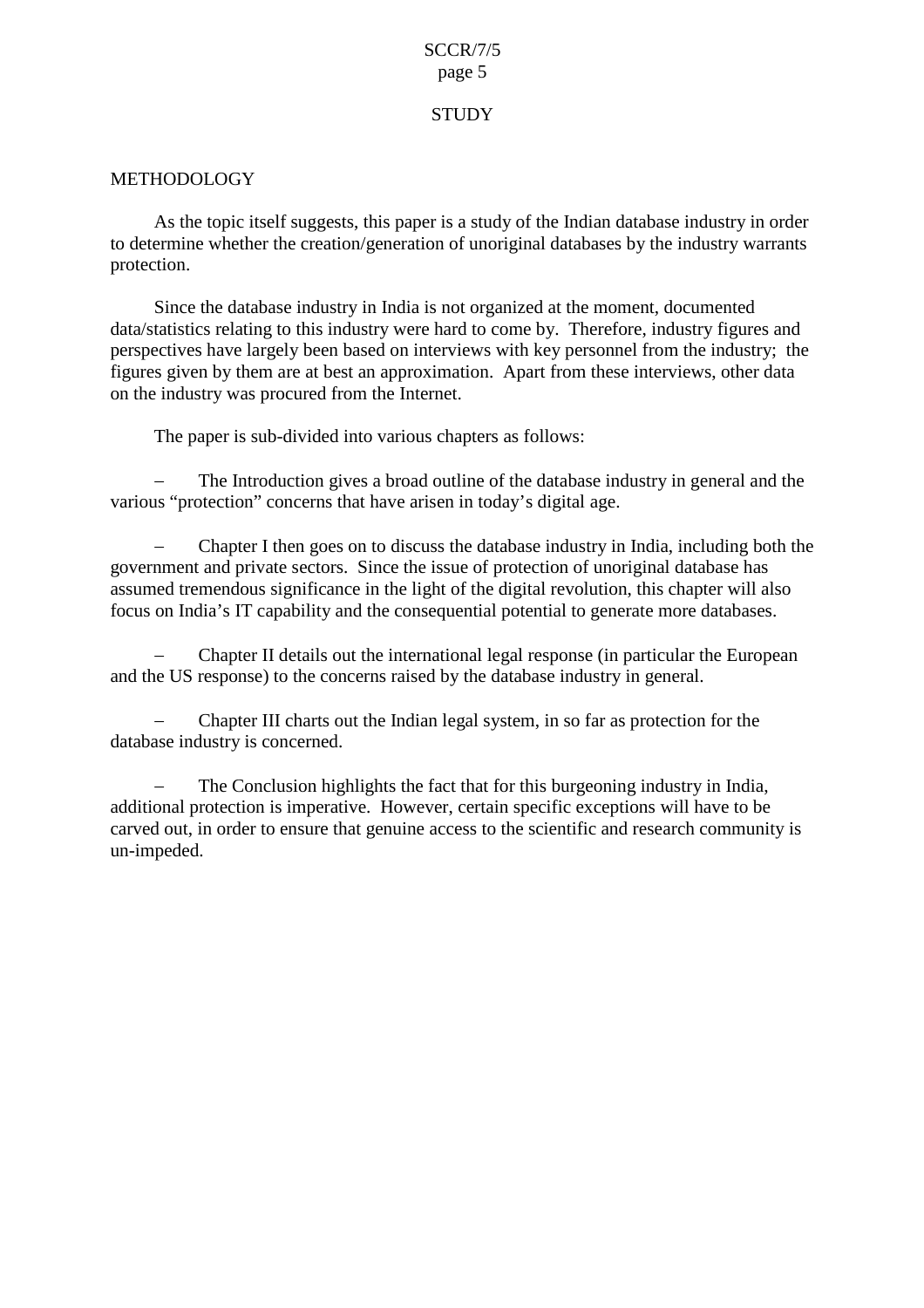# STUDY

## METHODOLOGY

As the topic itself suggests, this paper is a study of the Indian database industry in order to determine whether the creation/generation of unoriginal databases by the industry warrants protection.

Since the database industry in India is not organized at the moment, documented data/statistics relating to this industry were hard to come by. Therefore, industry figures and perspectives have largely been based on interviews with key personnel from the industry; the figures given by them are at best an approximation. Apart from these interviews, other data on the industry was procured from the Internet.

The paper is sub-divided into various chapters as follows:

- The Introduction gives a broad outline of the database industry in general and the various "protection" concerns that have arisen in today's digital age.

- Chapter I then goes on to discuss the database industry in India, including both the government and private sectors. Since the issue of protection of unoriginal database has assumed tremendous significance in the light of the digital revolution, this chapter will also focus on India's IT capability and the consequential potential to generate more databases.

- Chapter II details out the international legal response (in particular the European and the US response) to the concerns raised by the database industry in general.

- Chapter III charts out the Indian legal system, in so far as protection for the database industry is concerned.

- The Conclusion highlights the fact that for this burgeoning industry in India, additional protection is imperative. However, certain specific exceptions will have to be carved out, in order to ensure that genuine access to the scientific and research community is un-impeded.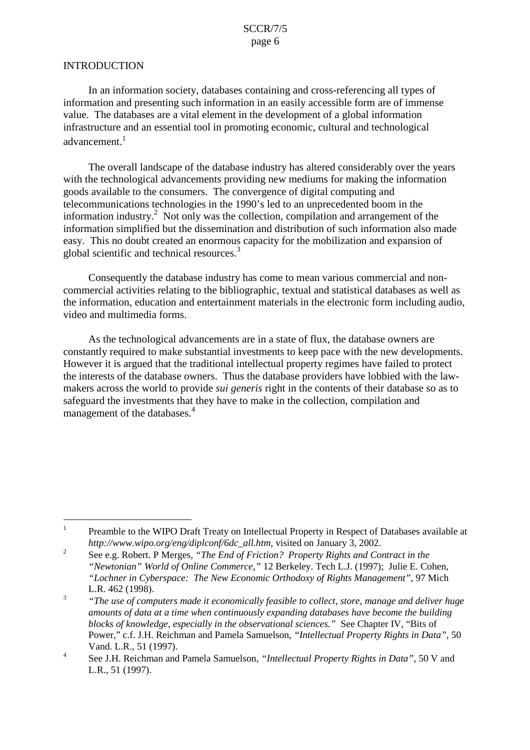## INTRODUCTION

In an information society, databases containing and cross-referencing all types of information and presenting such information in an easily accessible form are of immense value. The databases are a vital element in the development of a global information infrastructure and an essential tool in promoting economic, cultural and technological advancement.[1]

The overall landscape of the database industry has altered considerably over the years with the technological advancements providing new mediums for making the information goods available to the consumers. The convergence of digital computing and telecommunications technologies in the 1990's led to an unprecedented boom in the information industry.[2] Not only was the collection, compilation and arrangement of the information simplified but the dissemination and distribution of such information also made easy. This no doubt created an enormous capacity for the mobilization and expansion of global scientific and technical resources.[3]

Consequently the database industry has come to mean various commercial and non-commercial activities relating to the bibliographic, textual and statistical databases as well as the information, education and entertainment materials in the electronic form including audio, video and multimedia forms.

As the technological advancements are in a state of flux, the database owners are constantly required to make substantial investments to keep pace with the new developments. However it is argued that the traditional intellectual property regimes have failed to protect the interests of the database owners. Thus the database providers have lobbied with the law-makers across the world to provide *sui generis* right in the contents of their database so as to safeguard the investments that they have to make in the collection, compilation and management of the databases.[4]

---

[1] Preamble to the WIPO Draft Treaty on Intellectual Property in Respect of Databases available at *http://www.wipo.org/eng/diplconf/6dc_all.htm*, visited on January 3, 2002.

[2] See e.g. Robert. P Merges, *"The End of Friction? Property Rights and Contract in the "Newtonian" World of Online Commerce,"* 12 Berkeley. Tech L.J. (1997); Julie E. Cohen, *"Lochner in Cyberspace: The New Economic Orthodoxy of Rights Management"*, 97 Mich L.R. 462 (1998).

[3] *"The use of computers made it economically feasible to collect, store, manage and deliver huge amounts of data at a time when continuously expanding databases have become the building blocks of knowledge, especially in the observational sciences."* See Chapter IV, "Bits of Power," c.f. J.H. Reichman and Pamela Samuelson, *"Intellectual Property Rights in Data"*, 50 Vand. L.R., 51 (1997).

[4] See J.H. Reichman and Pamela Samuelson, *"Intellectual Property Rights in Data"*, 50 V and L.R., 51 (1997).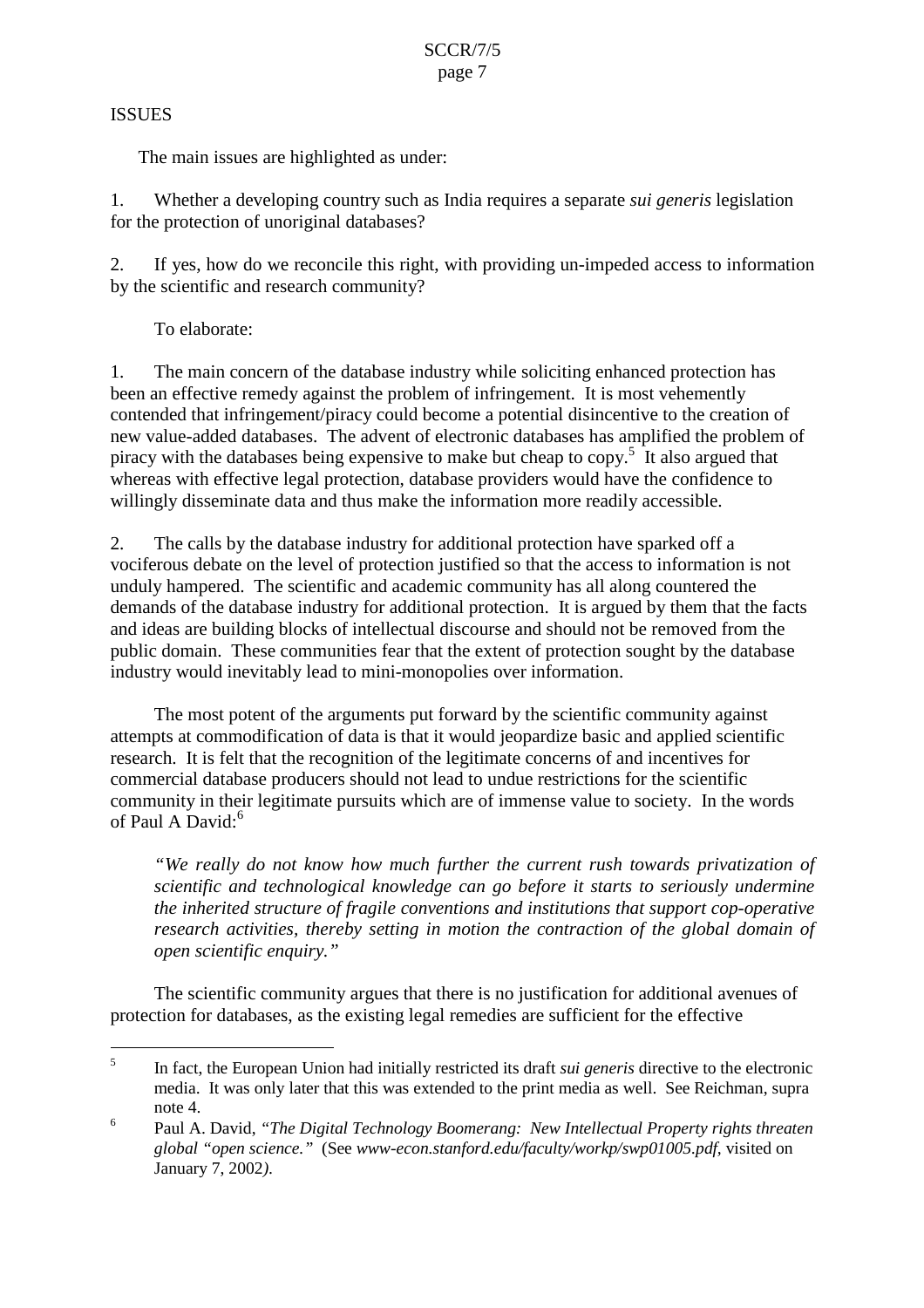ISSUES

The main issues are highlighted as under:

1. Whether a developing country such as India requires a separate *sui generis* legislation for the protection of unoriginal databases?

2. If yes, how do we reconcile this right, with providing un-impeded access to information by the scientific and research community?

To elaborate:

1. The main concern of the database industry while soliciting enhanced protection has been an effective remedy against the problem of infringement. It is most vehemently contended that infringement/piracy could become a potential disincentive to the creation of new value-added databases. The advent of electronic databases has amplified the problem of piracy with the databases being expensive to make but cheap to copy.[5] It also argued that whereas with effective legal protection, database providers would have the confidence to willingly disseminate data and thus make the information more readily accessible.

2. The calls by the database industry for additional protection have sparked off a vociferous debate on the level of protection justified so that the access to information is not unduly hampered. The scientific and academic community has all along countered the demands of the database industry for additional protection. It is argued by them that the facts and ideas are building blocks of intellectual discourse and should not be removed from the public domain. These communities fear that the extent of protection sought by the database industry would inevitably lead to mini-monopolies over information.

The most potent of the arguments put forward by the scientific community against attempts at commodification of data is that it would jeopardize basic and applied scientific research. It is felt that the recognition of the legitimate concerns of and incentives for commercial database producers should not lead to undue restrictions for the scientific community in their legitimate pursuits which are of immense value to society. In the words of Paul A David:[6]

> *"We really do not know how much further the current rush towards privatization of scientific and technological knowledge can go before it starts to seriously undermine the inherited structure of fragile conventions and institutions that support cop-operative research activities, thereby setting in motion the contraction of the global domain of open scientific enquiry."*

The scientific community argues that there is no justification for additional avenues of protection for databases, as the existing legal remedies are sufficient for the effective

---

[5] In fact, the European Union had initially restricted its draft *sui generis* directive to the electronic media. It was only later that this was extended to the print media as well. See Reichman, supra note 4.

[6] Paul A. David, *"The Digital Technology Boomerang: New Intellectual Property rights threaten global "open science."* (See *www-econ.stanford.edu/faculty/workp/swp01005.pdf*, visited on January 7, 2002).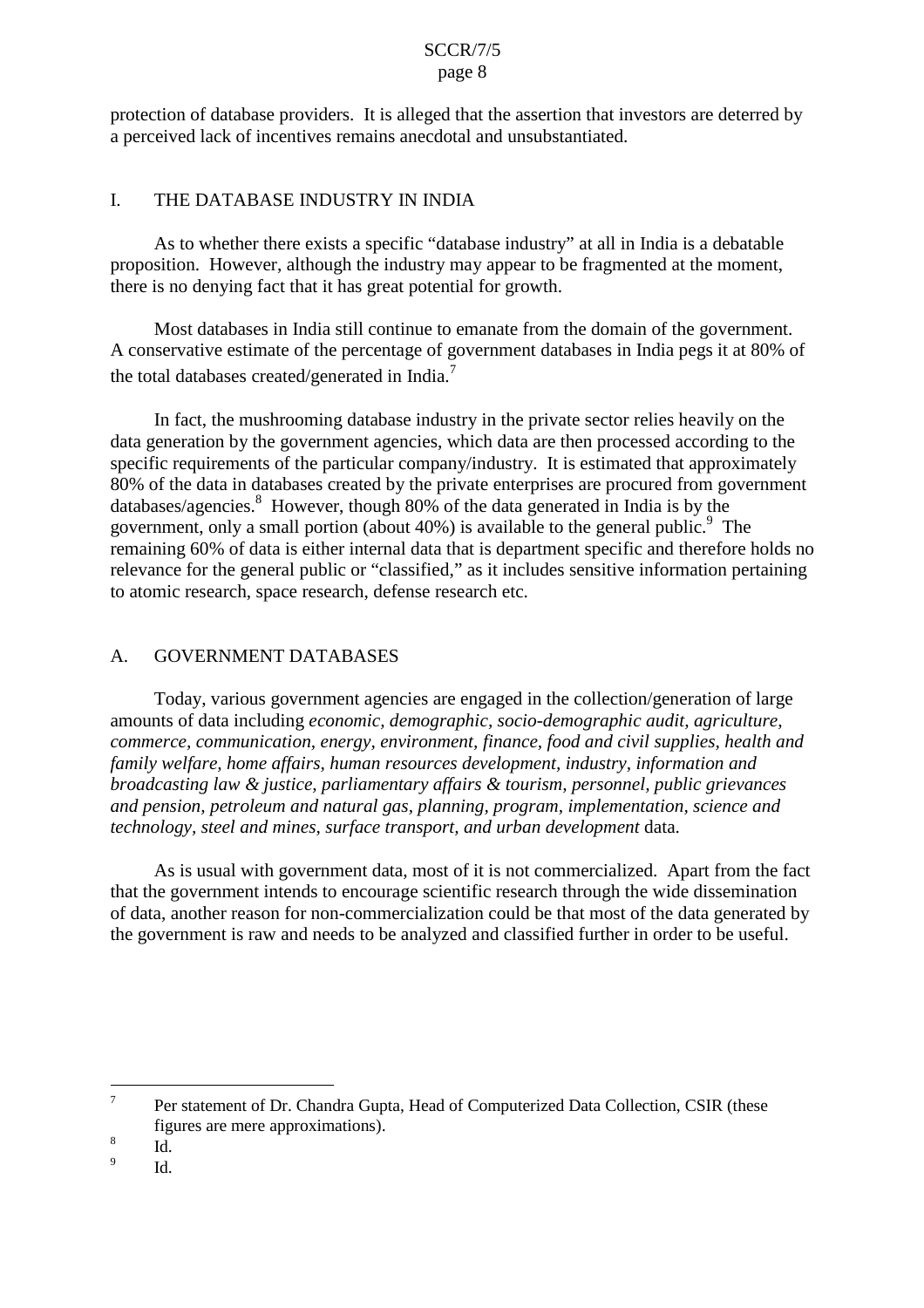protection of database providers. It is alleged that the assertion that investors are deterred by a perceived lack of incentives remains anecdotal and unsubstantiated.

## I. THE DATABASE INDUSTRY IN INDIA

As to whether there exists a specific "database industry" at all in India is a debatable proposition. However, although the industry may appear to be fragmented at the moment, there is no denying fact that it has great potential for growth.

Most databases in India still continue to emanate from the domain of the government. A conservative estimate of the percentage of government databases in India pegs it at 80% of the total databases created/generated in India.[7]

In fact, the mushrooming database industry in the private sector relies heavily on the data generation by the government agencies, which data are then processed according to the specific requirements of the particular company/industry. It is estimated that approximately 80% of the data in databases created by the private enterprises are procured from government databases/agencies.[8] However, though 80% of the data generated in India is by the government, only a small portion (about 40%) is available to the general public.[9] The remaining 60% of data is either internal data that is department specific and therefore holds no relevance for the general public or "classified," as it includes sensitive information pertaining to atomic research, space research, defense research etc.

### A. GOVERNMENT DATABASES

Today, various government agencies are engaged in the collection/generation of large amounts of data including *economic, demographic, socio-demographic audit, agriculture, commerce, communication, energy, environment, finance, food and civil supplies, health and family welfare, home affairs, human resources development, industry, information and broadcasting law & justice, parliamentary affairs & tourism, personnel, public grievances and pension, petroleum and natural gas, planning, program, implementation, science and technology, steel and mines, surface transport, and urban development* data.

As is usual with government data, most of it is not commercialized. Apart from the fact that the government intends to encourage scientific research through the wide dissemination of data, another reason for non-commercialization could be that most of the data generated by the government is raw and needs to be analyzed and classified further in order to be useful.

---

[7] Per statement of Dr. Chandra Gupta, Head of Computerized Data Collection, CSIR (these figures are mere approximations).

[8] Id.

[9] Id.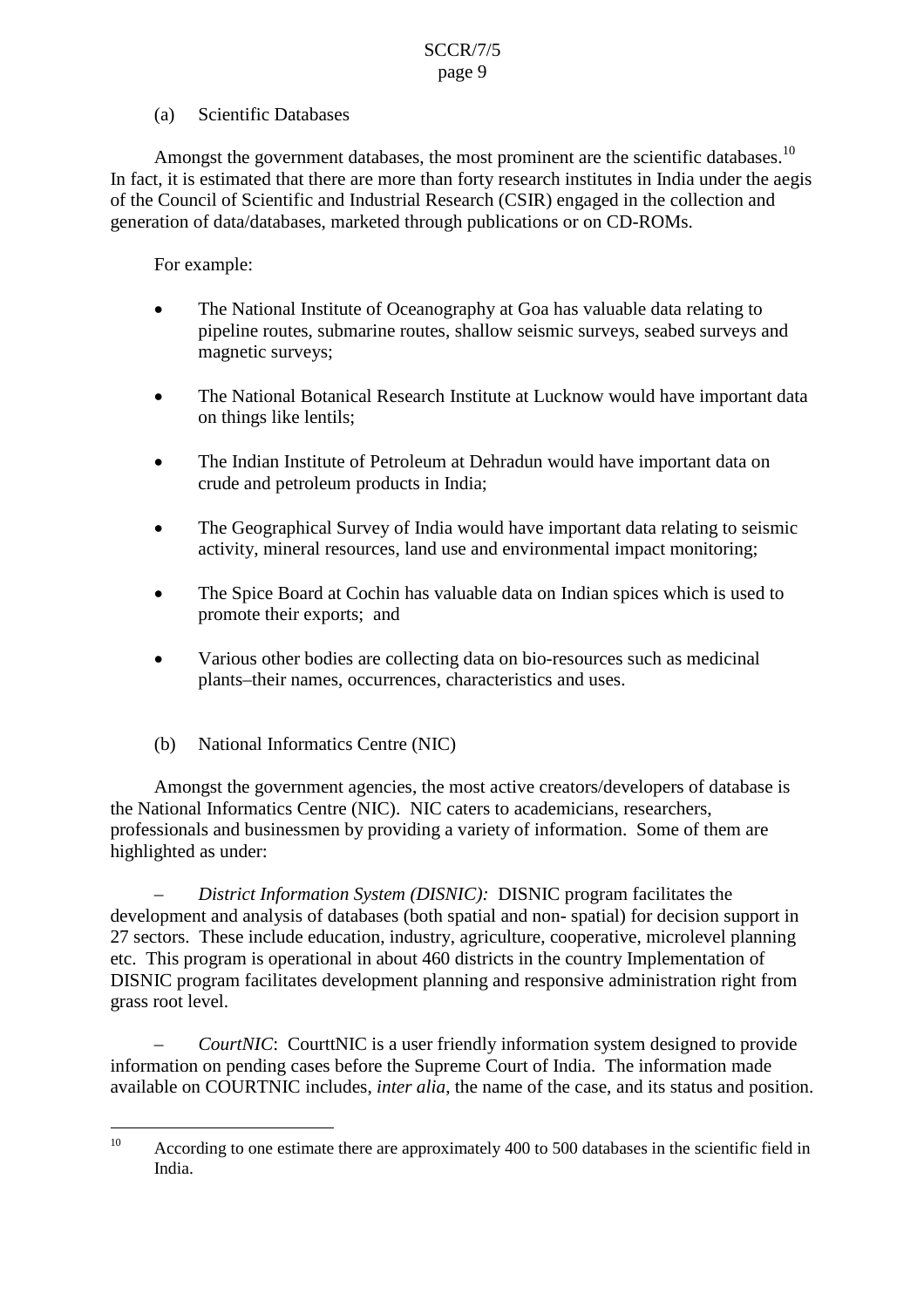(a) Scientific Databases

Amongst the government databases, the most prominent are the scientific databases.[10] In fact, it is estimated that there are more than forty research institutes in India under the aegis of the Council of Scientific and Industrial Research (CSIR) engaged in the collection and generation of data/databases, marketed through publications or on CD-ROMs.

For example:

- The National Institute of Oceanography at Goa has valuable data relating to pipeline routes, submarine routes, shallow seismic surveys, seabed surveys and magnetic surveys;
- The National Botanical Research Institute at Lucknow would have important data on things like lentils;
- The Indian Institute of Petroleum at Dehradun would have important data on crude and petroleum products in India;
- The Geographical Survey of India would have important data relating to seismic activity, mineral resources, land use and environmental impact monitoring;
- The Spice Board at Cochin has valuable data on Indian spices which is used to promote their exports; and
- Various other bodies are collecting data on bio-resources such as medicinal plants–their names, occurrences, characteristics and uses.

(b) National Informatics Centre (NIC)

Amongst the government agencies, the most active creators/developers of database is the National Informatics Centre (NIC). NIC caters to academicians, researchers, professionals and businessmen by providing a variety of information. Some of them are highlighted as under:

– *District Information System (DISNIC):* DISNIC program facilitates the development and analysis of databases (both spatial and non- spatial) for decision support in 27 sectors. These include education, industry, agriculture, cooperative, microlevel planning etc. This program is operational in about 460 districts in the country Implementation of DISNIC program facilitates development planning and responsive administration right from grass root level.

– *CourtNIC*: CourttNIC is a user friendly information system designed to provide information on pending cases before the Supreme Court of India. The information made available on COURTNIC includes, *inter alia*, the name of the case, and its status and position.

---

[10] According to one estimate there are approximately 400 to 500 databases in the scientific field in India.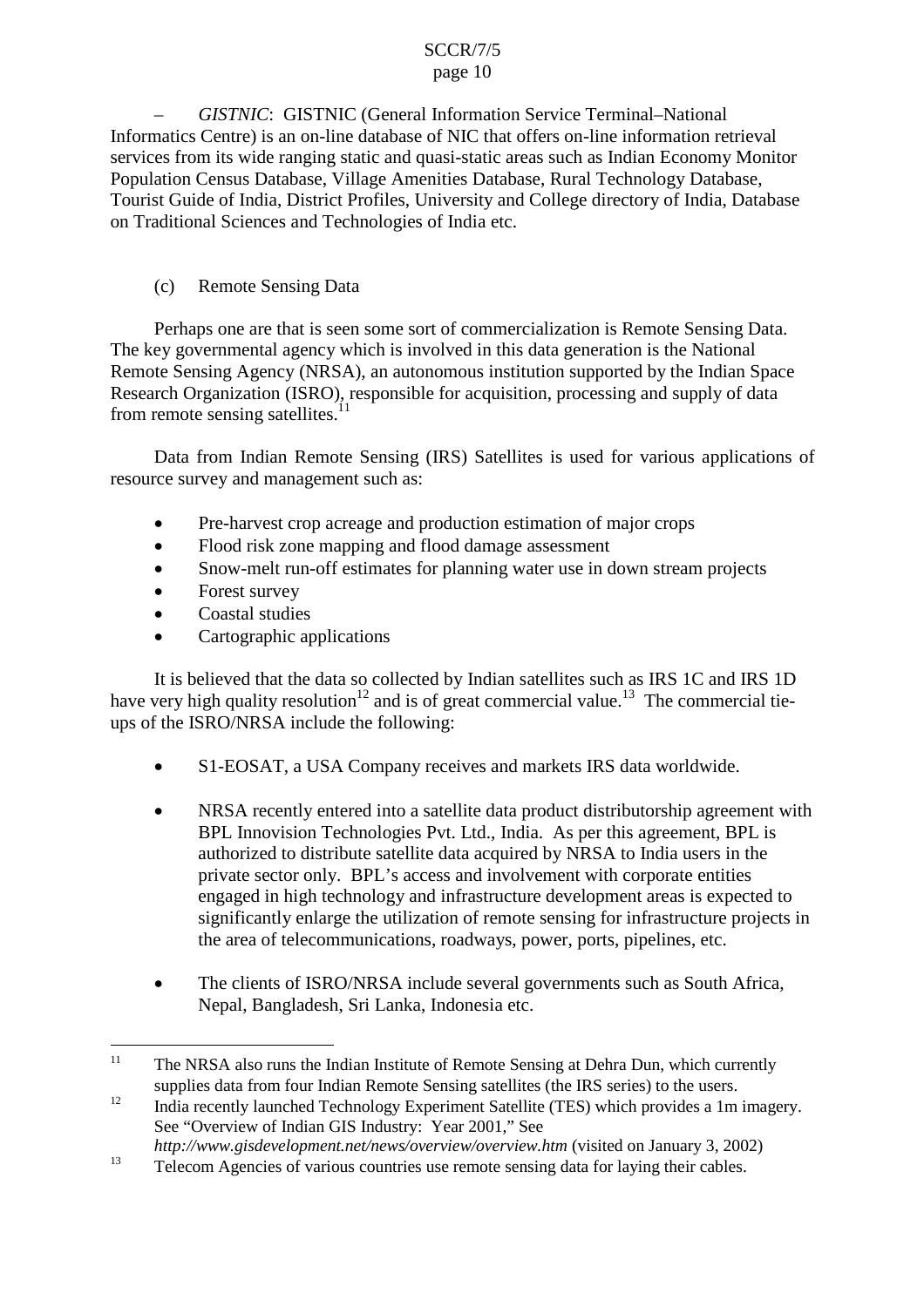– *GISTNIC*: GISTNIC (General Information Service Terminal–National Informatics Centre) is an on-line database of NIC that offers on-line information retrieval services from its wide ranging static and quasi-static areas such as Indian Economy Monitor Population Census Database, Village Amenities Database, Rural Technology Database, Tourist Guide of India, District Profiles, University and College directory of India, Database on Traditional Sciences and Technologies of India etc.

(c) Remote Sensing Data

Perhaps one are that is seen some sort of commercialization is Remote Sensing Data. The key governmental agency which is involved in this data generation is the National Remote Sensing Agency (NRSA), an autonomous institution supported by the Indian Space Research Organization (ISRO), responsible for acquisition, processing and supply of data from remote sensing satellites.[11]

Data from Indian Remote Sensing (IRS) Satellites is used for various applications of resource survey and management such as:

- Pre-harvest crop acreage and production estimation of major crops
- Flood risk zone mapping and flood damage assessment
- Snow-melt run-off estimates for planning water use in down stream projects
- Forest survey
- Coastal studies
- Cartographic applications

It is believed that the data so collected by Indian satellites such as IRS 1C and IRS 1D have very high quality resolution[12] and is of great commercial value.[13] The commercial tie-ups of the ISRO/NRSA include the following:

- S1-EOSAT, a USA Company receives and markets IRS data worldwide.

- NRSA recently entered into a satellite data product distributorship agreement with BPL Innovision Technologies Pvt. Ltd., India. As per this agreement, BPL is authorized to distribute satellite data acquired by NRSA to India users in the private sector only. BPL's access and involvement with corporate entities engaged in high technology and infrastructure development areas is expected to significantly enlarge the utilization of remote sensing for infrastructure projects in the area of telecommunications, roadways, power, ports, pipelines, etc.

- The clients of ISRO/NRSA include several governments such as South Africa, Nepal, Bangladesh, Sri Lanka, Indonesia etc.

---

[11] The NRSA also runs the Indian Institute of Remote Sensing at Dehra Dun, which currently supplies data from four Indian Remote Sensing satellites (the IRS series) to the users.

[12] India recently launched Technology Experiment Satellite (TES) which provides a 1m imagery. See "Overview of Indian GIS Industry: Year 2001," See *http://www.gisdevelopment.net/news/overview/overview.htm* (visited on January 3, 2002)

[13] Telecom Agencies of various countries use remote sensing data for laying their cables.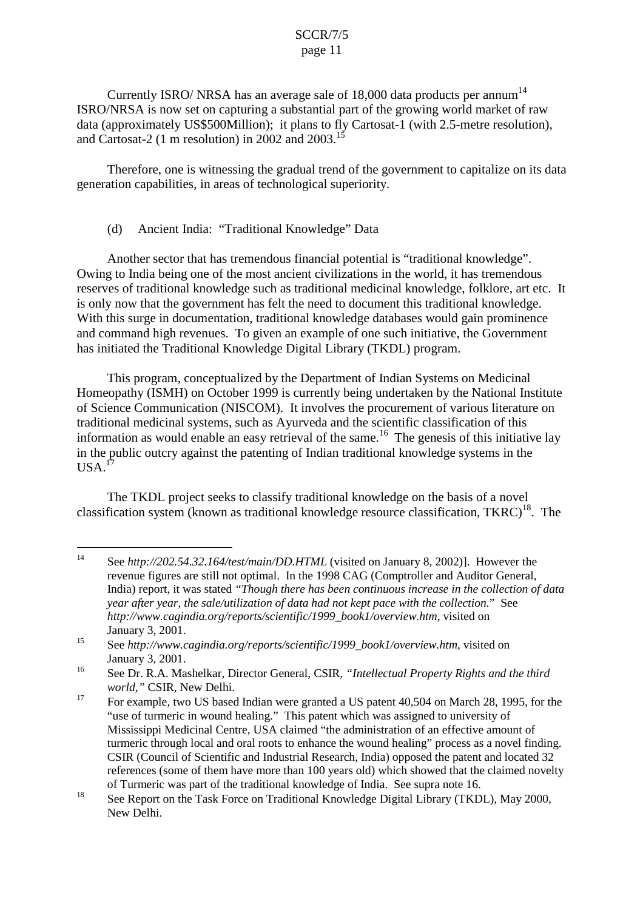Currently ISRO/ NRSA has an average sale of 18,000 data products per annum[14] ISRO/NRSA is now set on capturing a substantial part of the growing world market of raw data (approximately US$500Million); it plans to fly Cartosat-1 (with 2.5-metre resolution), and Cartosat-2 (1 m resolution) in 2002 and 2003.[15]

Therefore, one is witnessing the gradual trend of the government to capitalize on its data generation capabilities, in areas of technological superiority.

(d) Ancient India: "Traditional Knowledge" Data

Another sector that has tremendous financial potential is "traditional knowledge". Owing to India being one of the most ancient civilizations in the world, it has tremendous reserves of traditional knowledge such as traditional medicinal knowledge, folklore, art etc. It is only now that the government has felt the need to document this traditional knowledge. With this surge in documentation, traditional knowledge databases would gain prominence and command high revenues. To given an example of one such initiative, the Government has initiated the Traditional Knowledge Digital Library (TKDL) program.

This program, conceptualized by the Department of Indian Systems on Medicinal Homeopathy (ISMH) on October 1999 is currently being undertaken by the National Institute of Science Communication (NISCOM). It involves the procurement of various literature on traditional medicinal systems, such as Ayurveda and the scientific classification of this information as would enable an easy retrieval of the same.[16] The genesis of this initiative lay in the public outcry against the patenting of Indian traditional knowledge systems in the USA.[17]

The TKDL project seeks to classify traditional knowledge on the basis of a novel classification system (known as traditional knowledge resource classification, TKRC)[18]. The

---

[14] See *http://202.54.32.164/test/main/DD.HTML* (visited on January 8, 2002)]. However the revenue figures are still not optimal. In the 1998 CAG (Comptroller and Auditor General, India) report, it was stated *"Though there has been continuous increase in the collection of data year after year, the sale/utilization of data had not kept pace with the collection.*" See *http://www.cagindia.org/reports/scientific/1999_book1/overview.htm*, visited on January 3, 2001.

[15] See *http://www.cagindia.org/reports/scientific/1999_book1/overview.htm*, visited on January 3, 2001.

[16] See Dr. R.A. Mashelkar, Director General, CSIR, *"Intellectual Property Rights and the third world,"* CSIR, New Delhi.

[17] For example, two US based Indian were granted a US patent 40,504 on March 28, 1995, for the "use of turmeric in wound healing." This patent which was assigned to university of Mississippi Medicinal Centre, USA claimed "the administration of an effective amount of turmeric through local and oral roots to enhance the wound healing" process as a novel finding. CSIR (Council of Scientific and Industrial Research, India) opposed the patent and located 32 references (some of them have more than 100 years old) which showed that the claimed novelty of Turmeric was part of the traditional knowledge of India. See supra note 16.

[18] See Report on the Task Force on Traditional Knowledge Digital Library (TKDL), May 2000, New Delhi.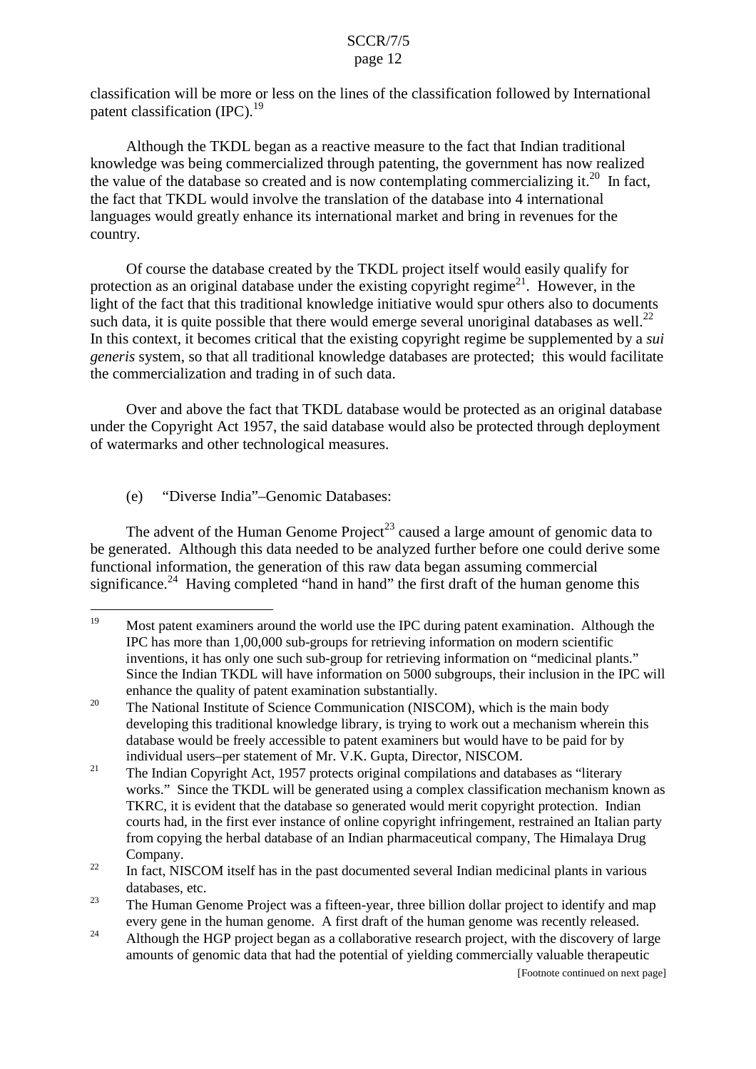classification will be more or less on the lines of the classification followed by International patent classification (IPC).[19]

Although the TKDL began as a reactive measure to the fact that Indian traditional knowledge was being commercialized through patenting, the government has now realized the value of the database so created and is now contemplating commercializing it.[20] In fact, the fact that TKDL would involve the translation of the database into 4 international languages would greatly enhance its international market and bring in revenues for the country.

Of course the database created by the TKDL project itself would easily qualify for protection as an original database under the existing copyright regime[21]. However, in the light of the fact that this traditional knowledge initiative would spur others also to documents such data, it is quite possible that there would emerge several unoriginal databases as well.[22] In this context, it becomes critical that the existing copyright regime be supplemented by a *sui generis* system, so that all traditional knowledge databases are protected; this would facilitate the commercialization and trading in of such data.

Over and above the fact that TKDL database would be protected as an original database under the Copyright Act 1957, the said database would also be protected through deployment of watermarks and other technological measures.

(e) "Diverse India"–Genomic Databases:

The advent of the Human Genome Project[23] caused a large amount of genomic data to be generated. Although this data needed to be analyzed further before one could derive some functional information, the generation of this raw data began assuming commercial significance.[24] Having completed "hand in hand" the first draft of the human genome this

---

[19] Most patent examiners around the world use the IPC during patent examination. Although the IPC has more than 1,00,000 sub-groups for retrieving information on modern scientific inventions, it has only one such sub-group for retrieving information on "medicinal plants." Since the Indian TKDL will have information on 5000 subgroups, their inclusion in the IPC will enhance the quality of patent examination substantially.

[20] The National Institute of Science Communication (NISCOM), which is the main body developing this traditional knowledge library, is trying to work out a mechanism wherein this database would be freely accessible to patent examiners but would have to be paid for by individual users–per statement of Mr. V.K. Gupta, Director, NISCOM.

[21] The Indian Copyright Act, 1957 protects original compilations and databases as "literary works." Since the TKDL will be generated using a complex classification mechanism known as TKRC, it is evident that the database so generated would merit copyright protection. Indian courts had, in the first ever instance of online copyright infringement, restrained an Italian party from copying the herbal database of an Indian pharmaceutical company, The Himalaya Drug Company.

[22] In fact, NISCOM itself has in the past documented several Indian medicinal plants in various databases, etc.

[23] The Human Genome Project was a fifteen-year, three billion dollar project to identify and map every gene in the human genome. A first draft of the human genome was recently released.

[24] Although the HGP project began as a collaborative research project, with the discovery of large amounts of genomic data that had the potential of yielding commercially valuable therapeutic

[Footnote continued on next page]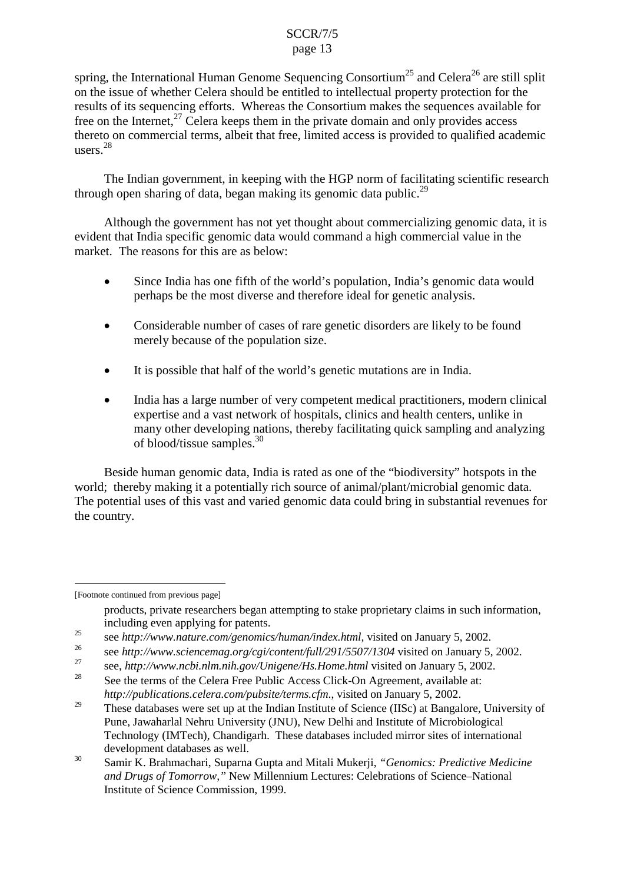spring, the International Human Genome Sequencing Consortium[25] and Celera[26] are still split on the issue of whether Celera should be entitled to intellectual property protection for the results of its sequencing efforts. Whereas the Consortium makes the sequences available for free on the Internet,[27] Celera keeps them in the private domain and only provides access thereto on commercial terms, albeit that free, limited access is provided to qualified academic users.[28]

The Indian government, in keeping with the HGP norm of facilitating scientific research through open sharing of data, began making its genomic data public.[29]

Although the government has not yet thought about commercializing genomic data, it is evident that India specific genomic data would command a high commercial value in the market. The reasons for this are as below:

- Since India has one fifth of the world's population, India's genomic data would perhaps be the most diverse and therefore ideal for genetic analysis.
- Considerable number of cases of rare genetic disorders are likely to be found merely because of the population size.
- It is possible that half of the world's genetic mutations are in India.
- India has a large number of very competent medical practitioners, modern clinical expertise and a vast network of hospitals, clinics and health centers, unlike in many other developing nations, thereby facilitating quick sampling and analyzing of blood/tissue samples.[30]

Beside human genomic data, India is rated as one of the "biodiversity" hotspots in the world; thereby making it a potentially rich source of animal/plant/microbial genomic data. The potential uses of this vast and varied genomic data could bring in substantial revenues for the country.

---

[Footnote continued from previous page]

products, private researchers began attempting to stake proprietary claims in such information, including even applying for patents.

[25] see *http://www.nature.com/genomics/human/index.html*, visited on January 5, 2002.

[26] see *http://www.sciencemag.org/cgi/content/full/291/5507/1304* visited on January 5, 2002.

[27] see, *http://www.ncbi.nlm.nih.gov/Unigene/Hs.Home.html* visited on January 5, 2002.

[28] See the terms of the Celera Free Public Access Click-On Agreement, available at: *http://publications.celera.com/pubsite/terms.cfm.*, visited on January 5, 2002.

[29] These databases were set up at the Indian Institute of Science (IISc) at Bangalore, University of Pune, Jawaharlal Nehru University (JNU), New Delhi and Institute of Microbiological Technology (IMTech), Chandigarh. These databases included mirror sites of international development databases as well.

[30] Samir K. Brahmachari, Suparna Gupta and Mitali Mukerji, *"Genomics: Predictive Medicine and Drugs of Tomorrow,"* New Millennium Lectures: Celebrations of Science–National Institute of Science Commission, 1999.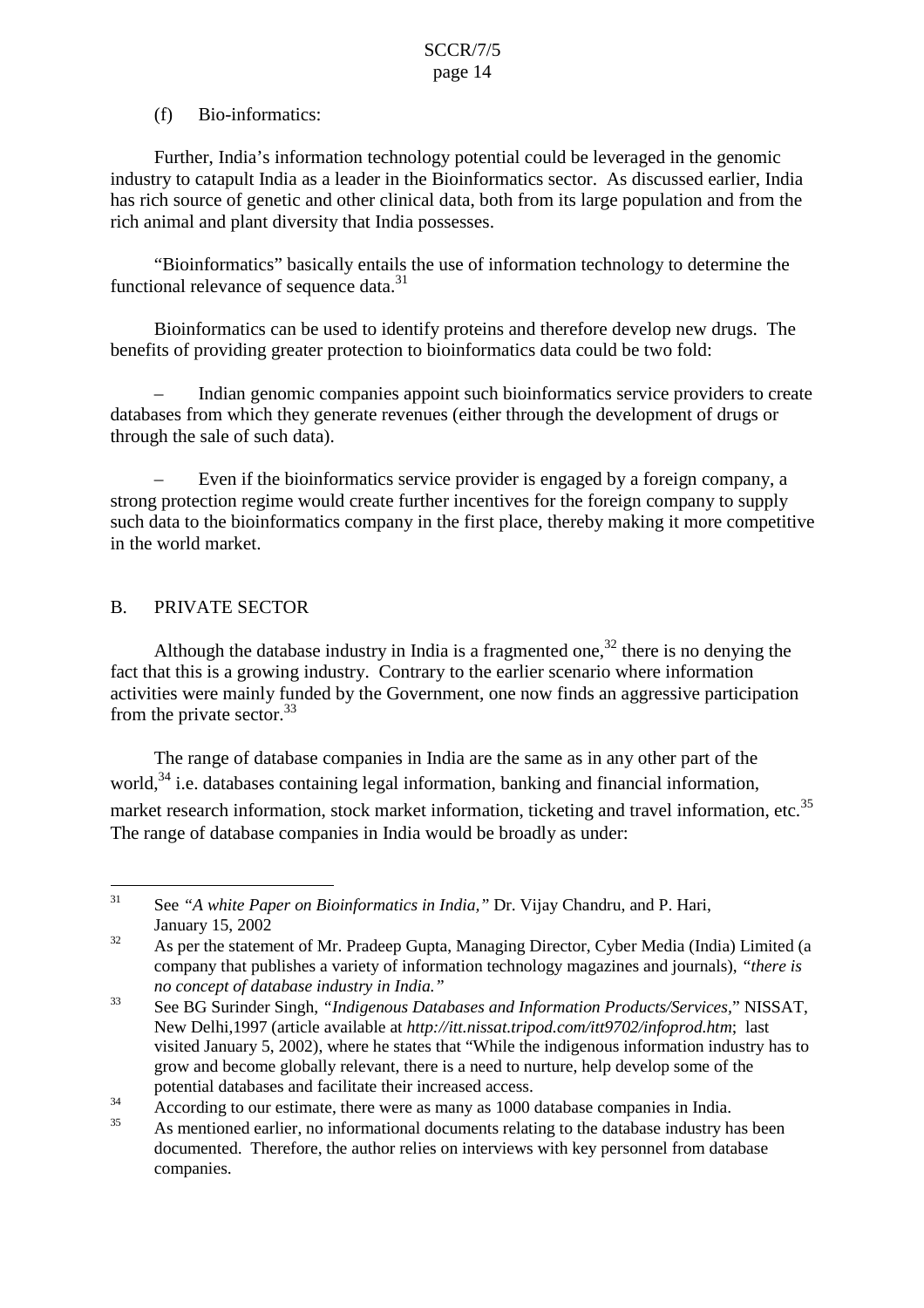(f) Bio-informatics:

Further, India's information technology potential could be leveraged in the genomic industry to catapult India as a leader in the Bioinformatics sector. As discussed earlier, India has rich source of genetic and other clinical data, both from its large population and from the rich animal and plant diversity that India possesses.

"Bioinformatics" basically entails the use of information technology to determine the functional relevance of sequence data.[31]

Bioinformatics can be used to identify proteins and therefore develop new drugs. The benefits of providing greater protection to bioinformatics data could be two fold:

– Indian genomic companies appoint such bioinformatics service providers to create databases from which they generate revenues (either through the development of drugs or through the sale of such data).

– Even if the bioinformatics service provider is engaged by a foreign company, a strong protection regime would create further incentives for the foreign company to supply such data to the bioinformatics company in the first place, thereby making it more competitive in the world market.

## B. PRIVATE SECTOR

Although the database industry in India is a fragmented one,[32] there is no denying the fact that this is a growing industry. Contrary to the earlier scenario where information activities were mainly funded by the Government, one now finds an aggressive participation from the private sector.[33]

The range of database companies in India are the same as in any other part of the world,[34] i.e. databases containing legal information, banking and financial information, market research information, stock market information, ticketing and travel information, etc.[35] The range of database companies in India would be broadly as under:

---

[31] See *"A white Paper on Bioinformatics in India,"* Dr. Vijay Chandru, and P. Hari, January 15, 2002

[32] As per the statement of Mr. Pradeep Gupta, Managing Director, Cyber Media (India) Limited (a company that publishes a variety of information technology magazines and journals), *"there is no concept of database industry in India."*

[33] See BG Surinder Singh, *"Indigenous Databases and Information Products/Services,"* NISSAT, New Delhi,1997 (article available at *http://itt.nissat.tripod.com/itt9702/infoprod.htm*; last visited January 5, 2002), where he states that "While the indigenous information industry has to grow and become globally relevant, there is a need to nurture, help develop some of the potential databases and facilitate their increased access.

[34] According to our estimate, there were as many as 1000 database companies in India.

[35] As mentioned earlier, no informational documents relating to the database industry has been documented. Therefore, the author relies on interviews with key personnel from database companies.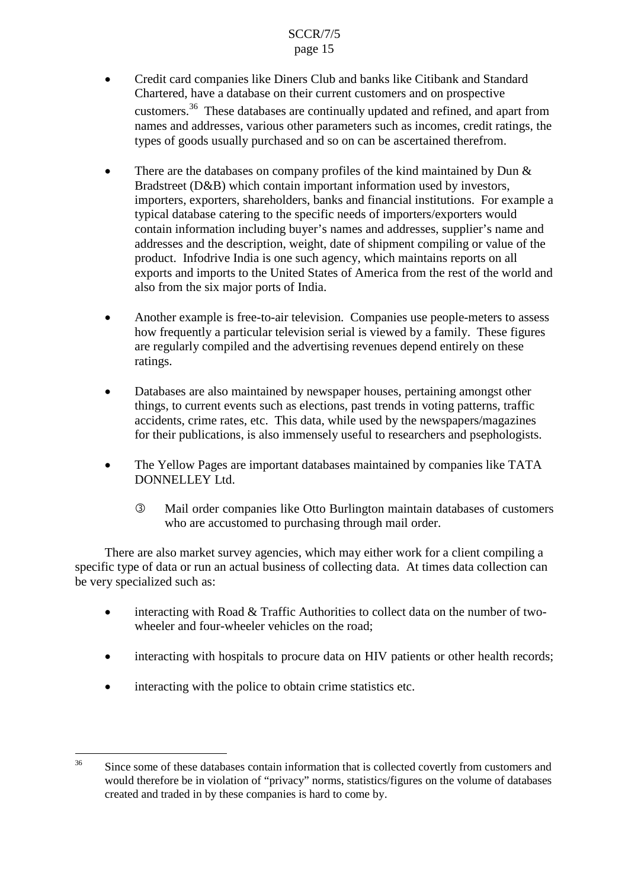- Credit card companies like Diners Club and banks like Citibank and Standard Chartered, have a database on their current customers and on prospective customers.[36] These databases are continually updated and refined, and apart from names and addresses, various other parameters such as incomes, credit ratings, the types of goods usually purchased and so on can be ascertained therefrom.

- There are the databases on company profiles of the kind maintained by Dun & Bradstreet (D&B) which contain important information used by investors, importers, exporters, shareholders, banks and financial institutions. For example a typical database catering to the specific needs of importers/exporters would contain information including buyer's names and addresses, supplier's name and addresses and the description, weight, date of shipment compiling or value of the product. Infodrive India is one such agency, which maintains reports on all exports and imports to the United States of America from the rest of the world and also from the six major ports of India.

- Another example is free-to-air television. Companies use people-meters to assess how frequently a particular television serial is viewed by a family. These figures are regularly compiled and the advertising revenues depend entirely on these ratings.

- Databases are also maintained by newspaper houses, pertaining amongst other things, to current events such as elections, past trends in voting patterns, traffic accidents, crime rates, etc. This data, while used by the newspapers/magazines for their publications, is also immensely useful to researchers and psephologists.

- The Yellow Pages are important databases maintained by companies like TATA DONNELLEY Ltd.

    - Mail order companies like Otto Burlington maintain databases of customers who are accustomed to purchasing through mail order.

There are also market survey agencies, which may either work for a client compiling a specific type of data or run an actual business of collecting data. At times data collection can be very specialized such as:

- interacting with Road & Traffic Authorities to collect data on the number of two-wheeler and four-wheeler vehicles on the road;

- interacting with hospitals to procure data on HIV patients or other health records;

- interacting with the police to obtain crime statistics etc.

---

[36] Since some of these databases contain information that is collected covertly from customers and would therefore be in violation of "privacy" norms, statistics/figures on the volume of databases created and traded in by these companies is hard to come by.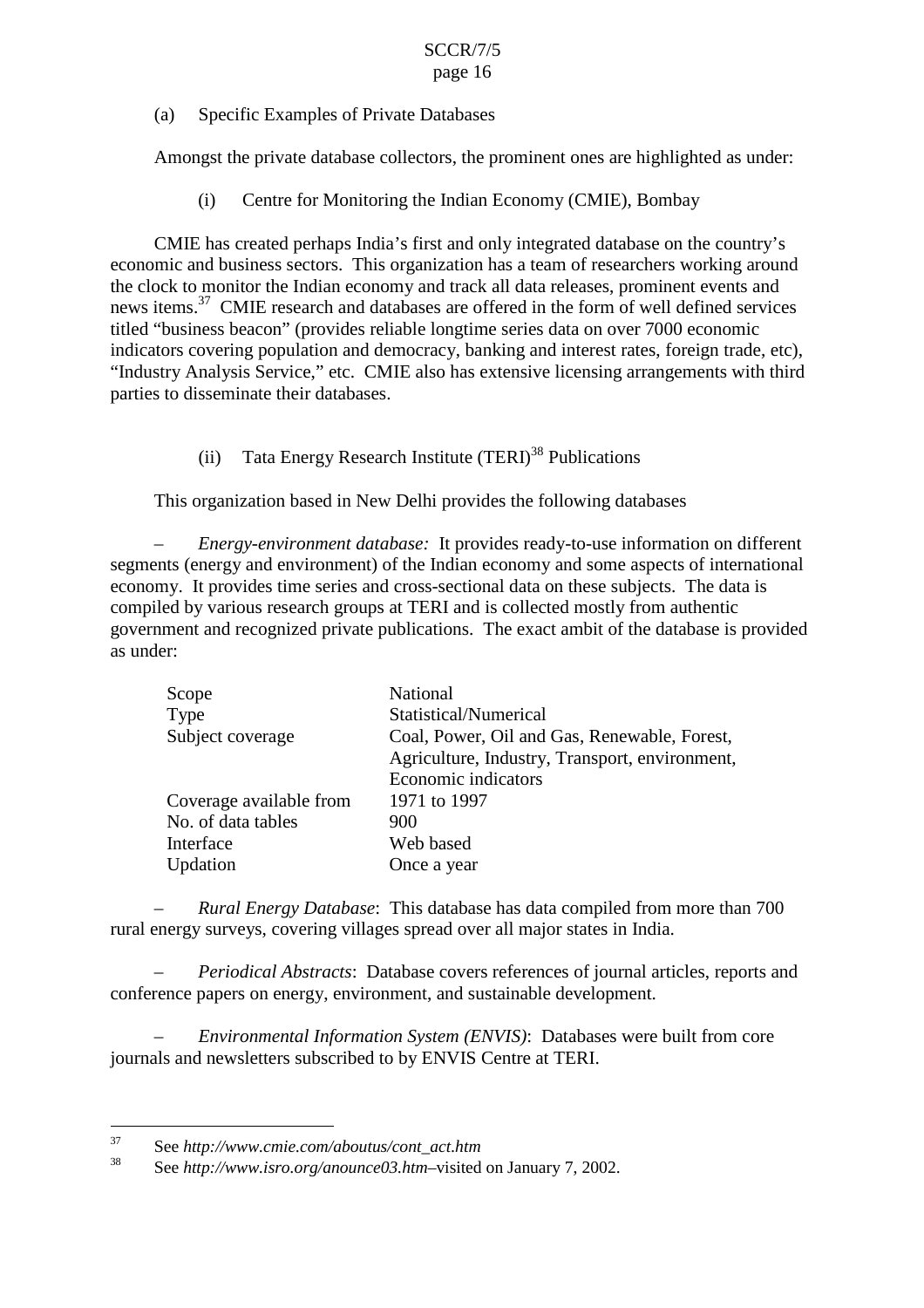(a) Specific Examples of Private Databases

Amongst the private database collectors, the prominent ones are highlighted as under:

(i) Centre for Monitoring the Indian Economy (CMIE), Bombay

CMIE has created perhaps India's first and only integrated database on the country's economic and business sectors. This organization has a team of researchers working around the clock to monitor the Indian economy and track all data releases, prominent events and news items.[37] CMIE research and databases are offered in the form of well defined services titled "business beacon" (provides reliable longtime series data on over 7000 economic indicators covering population and democracy, banking and interest rates, foreign trade, etc), "Industry Analysis Service," etc. CMIE also has extensive licensing arrangements with third parties to disseminate their databases.

(ii) Tata Energy Research Institute (TERI)[38] Publications

This organization based in New Delhi provides the following databases

– *Energy-environment database:* It provides ready-to-use information on different segments (energy and environment) of the Indian economy and some aspects of international economy. It provides time series and cross-sectional data on these subjects. The data is compiled by various research groups at TERI and is collected mostly from authentic government and recognized private publications. The exact ambit of the database is provided as under:

| | |
|---|---|
| Scope | National |
| Type | Statistical/Numerical |
| Subject coverage | Coal, Power, Oil and Gas, Renewable, Forest, Agriculture, Industry, Transport, environment, Economic indicators |
| Coverage available from | 1971 to 1997 |
| No. of data tables | 900 |
| Interface | Web based |
| Updation | Once a year |

– *Rural Energy Database*: This database has data compiled from more than 700 rural energy surveys, covering villages spread over all major states in India.

– *Periodical Abstracts*: Database covers references of journal articles, reports and conference papers on energy, environment, and sustainable development.

– *Environmental Information System (ENVIS)*: Databases were built from core journals and newsletters subscribed to by ENVIS Centre at TERI.

---

[37] See *http://www.cmie.com/aboutus/cont_act.htm*

[38] See *http://www.isro.org/anounce03.htm*–visited on January 7, 2002.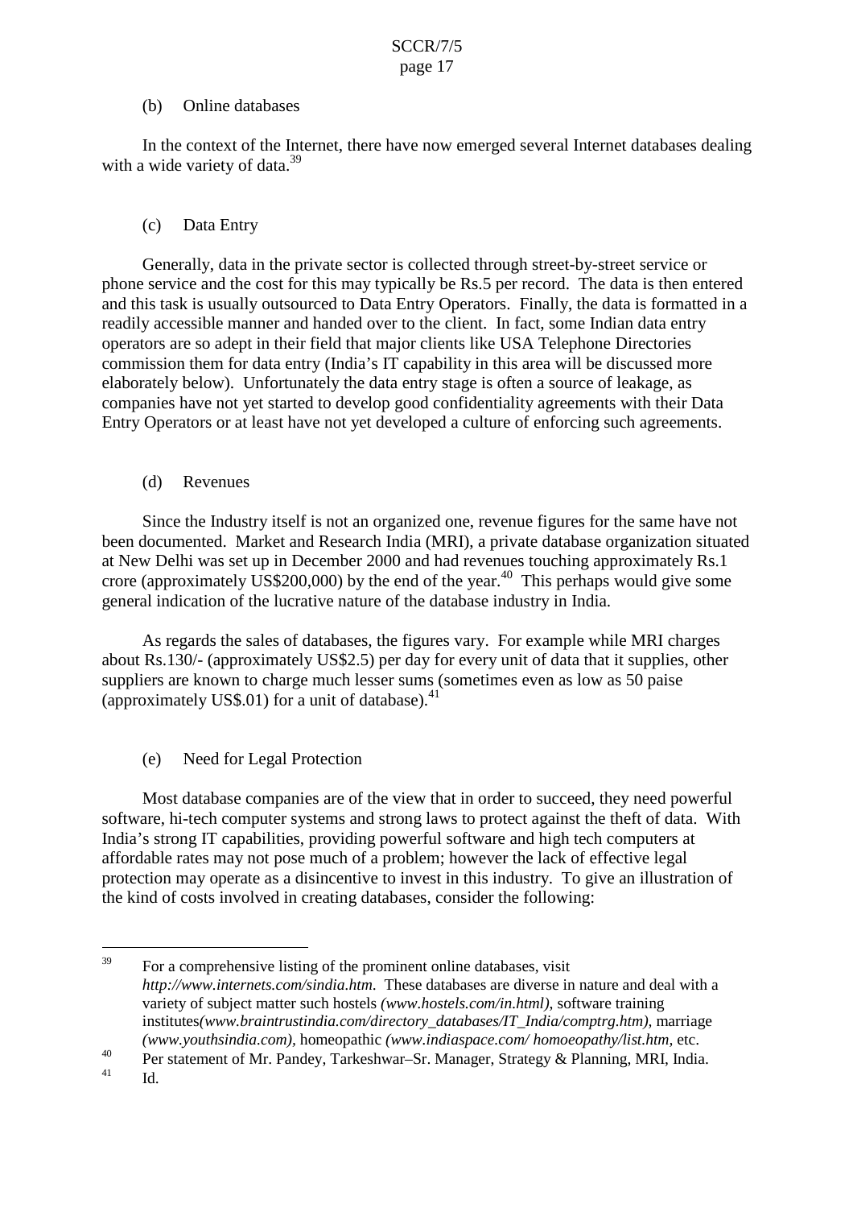(b) Online databases

In the context of the Internet, there have now emerged several Internet databases dealing with a wide variety of data.[39]

(c) Data Entry

Generally, data in the private sector is collected through street-by-street service or phone service and the cost for this may typically be Rs.5 per record. The data is then entered and this task is usually outsourced to Data Entry Operators. Finally, the data is formatted in a readily accessible manner and handed over to the client. In fact, some Indian data entry operators are so adept in their field that major clients like USA Telephone Directories commission them for data entry (India's IT capability in this area will be discussed more elaborately below). Unfortunately the data entry stage is often a source of leakage, as companies have not yet started to develop good confidentiality agreements with their Data Entry Operators or at least have not yet developed a culture of enforcing such agreements.

(d) Revenues

Since the Industry itself is not an organized one, revenue figures for the same have not been documented. Market and Research India (MRI), a private database organization situated at New Delhi was set up in December 2000 and had revenues touching approximately Rs.1 crore (approximately US$200,000) by the end of the year.[40] This perhaps would give some general indication of the lucrative nature of the database industry in India.

As regards the sales of databases, the figures vary. For example while MRI charges about Rs.130/- (approximately US$2.5) per day for every unit of data that it supplies, other suppliers are known to charge much lesser sums (sometimes even as low as 50 paise (approximately US$.01) for a unit of database).[41]

(e) Need for Legal Protection

Most database companies are of the view that in order to succeed, they need powerful software, hi-tech computer systems and strong laws to protect against the theft of data. With India's strong IT capabilities, providing powerful software and high tech computers at affordable rates may not pose much of a problem; however the lack of effective legal protection may operate as a disincentive to invest in this industry. To give an illustration of the kind of costs involved in creating databases, consider the following:

---

[39] For a comprehensive listing of the prominent online databases, visit *http://www.internets.com/sindia.htm*. These databases are diverse in nature and deal with a variety of subject matter such hostels *(www.hostels.com/in.html)*, software training institutes*(www.braintrustindia.com/directory_databases/IT_India/comptrg.htm)*, marriage *(www.youthsindia.com)*, homeopathic *(www.indiaspace.com/ homoeopathy/list.htm*, etc.

[40] Per statement of Mr. Pandey, Tarkeshwar–Sr. Manager, Strategy & Planning, MRI, India.

[41] Id.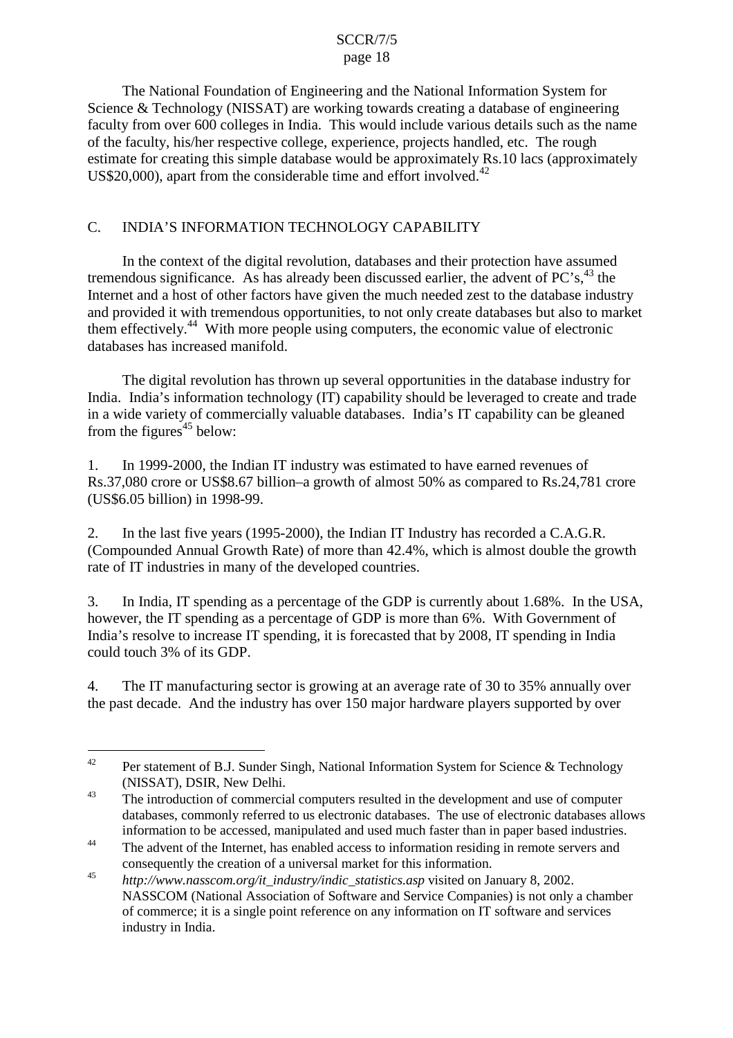The National Foundation of Engineering and the National Information System for Science & Technology (NISSAT) are working towards creating a database of engineering faculty from over 600 colleges in India. This would include various details such as the name of the faculty, his/her respective college, experience, projects handled, etc. The rough estimate for creating this simple database would be approximately Rs.10 lacs (approximately US$20,000), apart from the considerable time and effort involved.[42]

## C. INDIA'S INFORMATION TECHNOLOGY CAPABILITY

In the context of the digital revolution, databases and their protection have assumed tremendous significance. As has already been discussed earlier, the advent of PC's,[43] the Internet and a host of other factors have given the much needed zest to the database industry and provided it with tremendous opportunities, to not only create databases but also to market them effectively.[44] With more people using computers, the economic value of electronic databases has increased manifold.

The digital revolution has thrown up several opportunities in the database industry for India. India's information technology (IT) capability should be leveraged to create and trade in a wide variety of commercially valuable databases. India's IT capability can be gleaned from the figures[45] below:

1. In 1999-2000, the Indian IT industry was estimated to have earned revenues of Rs.37,080 crore or US$8.67 billion–a growth of almost 50% as compared to Rs.24,781 crore (US$6.05 billion) in 1998-99.

2. In the last five years (1995-2000), the Indian IT Industry has recorded a C.A.G.R. (Compounded Annual Growth Rate) of more than 42.4%, which is almost double the growth rate of IT industries in many of the developed countries.

3. In India, IT spending as a percentage of the GDP is currently about 1.68%. In the USA, however, the IT spending as a percentage of GDP is more than 6%. With Government of India's resolve to increase IT spending, it is forecasted that by 2008, IT spending in India could touch 3% of its GDP.

4. The IT manufacturing sector is growing at an average rate of 30 to 35% annually over the past decade. And the industry has over 150 major hardware players supported by over

---

[42] Per statement of B.J. Sunder Singh, National Information System for Science & Technology (NISSAT), DSIR, New Delhi.

[43] The introduction of commercial computers resulted in the development and use of computer databases, commonly referred to us electronic databases. The use of electronic databases allows information to be accessed, manipulated and used much faster than in paper based industries.

[44] The advent of the Internet, has enabled access to information residing in remote servers and consequently the creation of a universal market for this information.

[45] *http://www.nasscom.org/it_industry/indic_statistics.asp* visited on January 8, 2002. NASSCOM (National Association of Software and Service Companies) is not only a chamber of commerce; it is a single point reference on any information on IT software and services industry in India.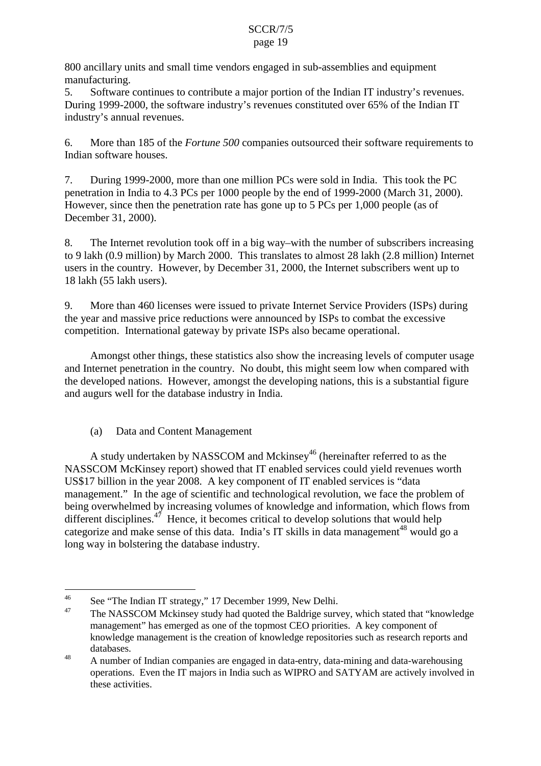800 ancillary units and small time vendors engaged in sub-assemblies and equipment manufacturing.

5. Software continues to contribute a major portion of the Indian IT industry's revenues. During 1999-2000, the software industry's revenues constituted over 65% of the Indian IT industry's annual revenues.

6. More than 185 of the *Fortune 500* companies outsourced their software requirements to Indian software houses.

7. During 1999-2000, more than one million PCs were sold in India. This took the PC penetration in India to 4.3 PCs per 1000 people by the end of 1999-2000 (March 31, 2000). However, since then the penetration rate has gone up to 5 PCs per 1,000 people (as of December 31, 2000).

8. The Internet revolution took off in a big way–with the number of subscribers increasing to 9 lakh (0.9 million) by March 2000. This translates to almost 28 lakh (2.8 million) Internet users in the country. However, by December 31, 2000, the Internet subscribers went up to 18 lakh (55 lakh users).

9. More than 460 licenses were issued to private Internet Service Providers (ISPs) during the year and massive price reductions were announced by ISPs to combat the excessive competition. International gateway by private ISPs also became operational.

Amongst other things, these statistics also show the increasing levels of computer usage and Internet penetration in the country. No doubt, this might seem low when compared with the developed nations. However, amongst the developing nations, this is a substantial figure and augurs well for the database industry in India.

(a) Data and Content Management

A study undertaken by NASSCOM and Mckinsey[46] (hereinafter referred to as the NASSCOM McKinsey report) showed that IT enabled services could yield revenues worth US$17 billion in the year 2008. A key component of IT enabled services is "data management." In the age of scientific and technological revolution, we face the problem of being overwhelmed by increasing volumes of knowledge and information, which flows from different disciplines.[47] Hence, it becomes critical to develop solutions that would help categorize and make sense of this data. India's IT skills in data management[48] would go a long way in bolstering the database industry.

---

[46] See "The Indian IT strategy," 17 December 1999, New Delhi.

[47] The NASSCOM Mckinsey study had quoted the Baldrige survey, which stated that "knowledge management" has emerged as one of the topmost CEO priorities. A key component of knowledge management is the creation of knowledge repositories such as research reports and databases.

[48] A number of Indian companies are engaged in data-entry, data-mining and data-warehousing operations. Even the IT majors in India such as WIPRO and SATYAM are actively involved in these activities.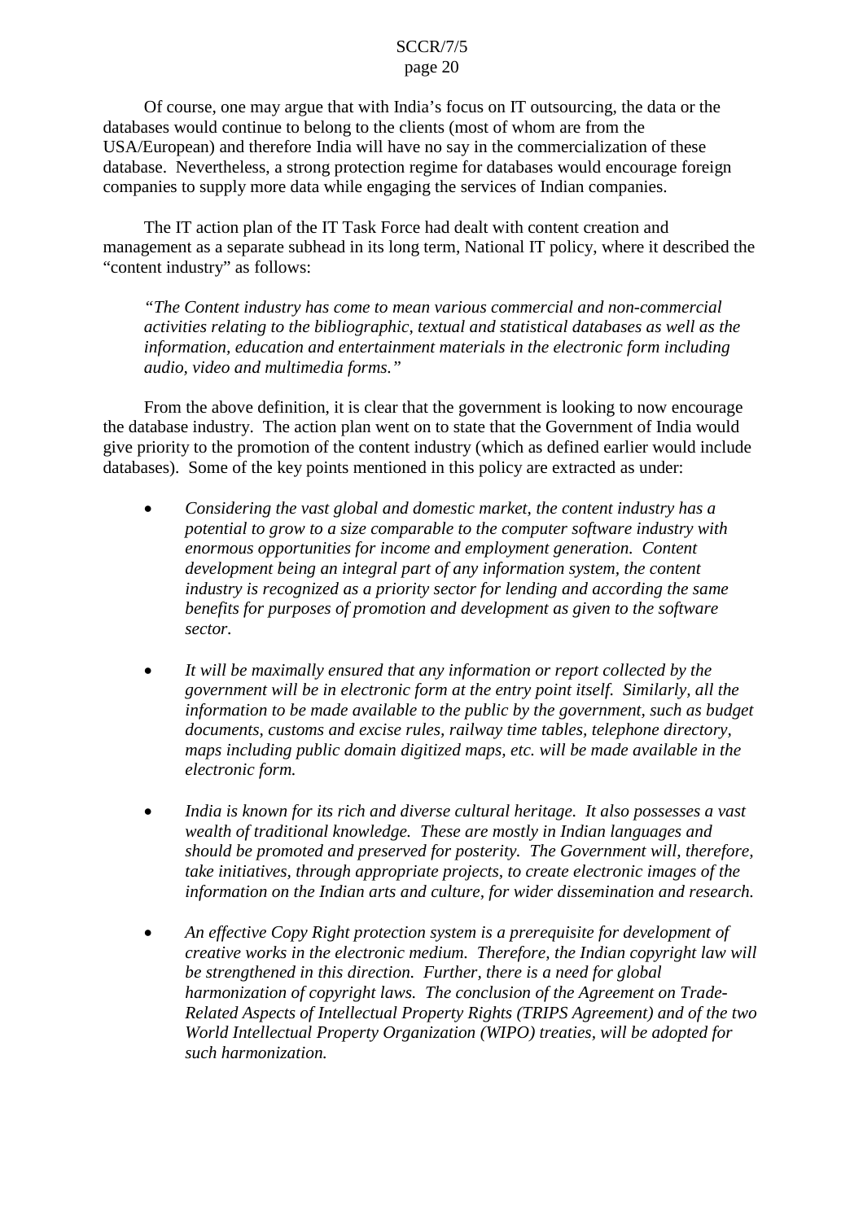Of course, one may argue that with India's focus on IT outsourcing, the data or the databases would continue to belong to the clients (most of whom are from the USA/European) and therefore India will have no say in the commercialization of these database. Nevertheless, a strong protection regime for databases would encourage foreign companies to supply more data while engaging the services of Indian companies.

The IT action plan of the IT Task Force had dealt with content creation and management as a separate subhead in its long term, National IT policy, where it described the "content industry" as follows:

*"The Content industry has come to mean various commercial and non-commercial activities relating to the bibliographic, textual and statistical databases as well as the information, education and entertainment materials in the electronic form including audio, video and multimedia forms."*

From the above definition, it is clear that the government is looking to now encourage the database industry. The action plan went on to state that the Government of India would give priority to the promotion of the content industry (which as defined earlier would include databases). Some of the key points mentioned in this policy are extracted as under:

- *Considering the vast global and domestic market, the content industry has a potential to grow to a size comparable to the computer software industry with enormous opportunities for income and employment generation. Content development being an integral part of any information system, the content industry is recognized as a priority sector for lending and according the same benefits for purposes of promotion and development as given to the software sector.*

- *It will be maximally ensured that any information or report collected by the government will be in electronic form at the entry point itself. Similarly, all the information to be made available to the public by the government, such as budget documents, customs and excise rules, railway time tables, telephone directory, maps including public domain digitized maps, etc. will be made available in the electronic form.*

- *India is known for its rich and diverse cultural heritage. It also possesses a vast wealth of traditional knowledge. These are mostly in Indian languages and should be promoted and preserved for posterity. The Government will, therefore, take initiatives, through appropriate projects, to create electronic images of the information on the Indian arts and culture, for wider dissemination and research.*

- *An effective Copy Right protection system is a prerequisite for development of creative works in the electronic medium. Therefore, the Indian copyright law will be strengthened in this direction. Further, there is a need for global harmonization of copyright laws. The conclusion of the Agreement on Trade-Related Aspects of Intellectual Property Rights (TRIPS Agreement) and of the two World Intellectual Property Organization (WIPO) treaties, will be adopted for such harmonization.*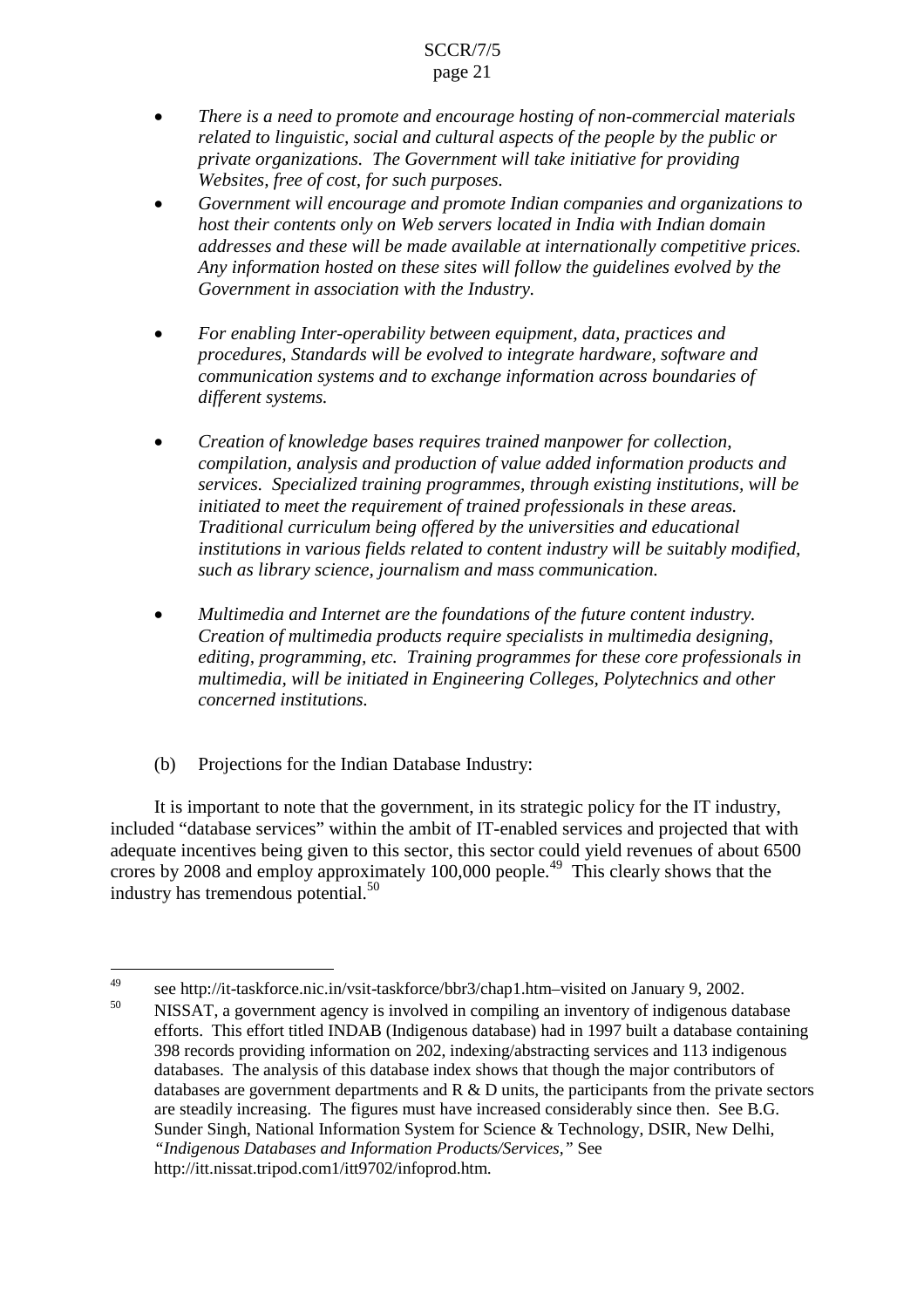- *There is a need to promote and encourage hosting of non-commercial materials related to linguistic, social and cultural aspects of the people by the public or private organizations. The Government will take initiative for providing Websites, free of cost, for such purposes.*
- *Government will encourage and promote Indian companies and organizations to host their contents only on Web servers located in India with Indian domain addresses and these will be made available at internationally competitive prices. Any information hosted on these sites will follow the guidelines evolved by the Government in association with the Industry.*
- *For enabling Inter-operability between equipment, data, practices and procedures, Standards will be evolved to integrate hardware, software and communication systems and to exchange information across boundaries of different systems.*
- *Creation of knowledge bases requires trained manpower for collection, compilation, analysis and production of value added information products and services. Specialized training programmes, through existing institutions, will be initiated to meet the requirement of trained professionals in these areas. Traditional curriculum being offered by the universities and educational institutions in various fields related to content industry will be suitably modified, such as library science, journalism and mass communication.*
- *Multimedia and Internet are the foundations of the future content industry. Creation of multimedia products require specialists in multimedia designing, editing, programming, etc. Training programmes for these core professionals in multimedia, will be initiated in Engineering Colleges, Polytechnics and other concerned institutions.*

(b) Projections for the Indian Database Industry:

It is important to note that the government, in its strategic policy for the IT industry, included "database services" within the ambit of IT-enabled services and projected that with adequate incentives being given to this sector, this sector could yield revenues of about 6500 crores by 2008 and employ approximately 100,000 people.[49] This clearly shows that the industry has tremendous potential.[50]

---

[49] see http://it-taskforce.nic.in/vsit-taskforce/bbr3/chap1.htm–visited on January 9, 2002.

[50] NISSAT, a government agency is involved in compiling an inventory of indigenous database efforts. This effort titled INDAB (Indigenous database) had in 1997 built a database containing 398 records providing information on 202, indexing/abstracting services and 113 indigenous databases. The analysis of this database index shows that though the major contributors of databases are government departments and R & D units, the participants from the private sectors are steadily increasing. The figures must have increased considerably since then. See B.G. Sunder Singh, National Information System for Science & Technology, DSIR, New Delhi, *"Indigenous Databases and Information Products/Services,"* See http://itt.nissat.tripod.com1/itt9702/infoprod.htm.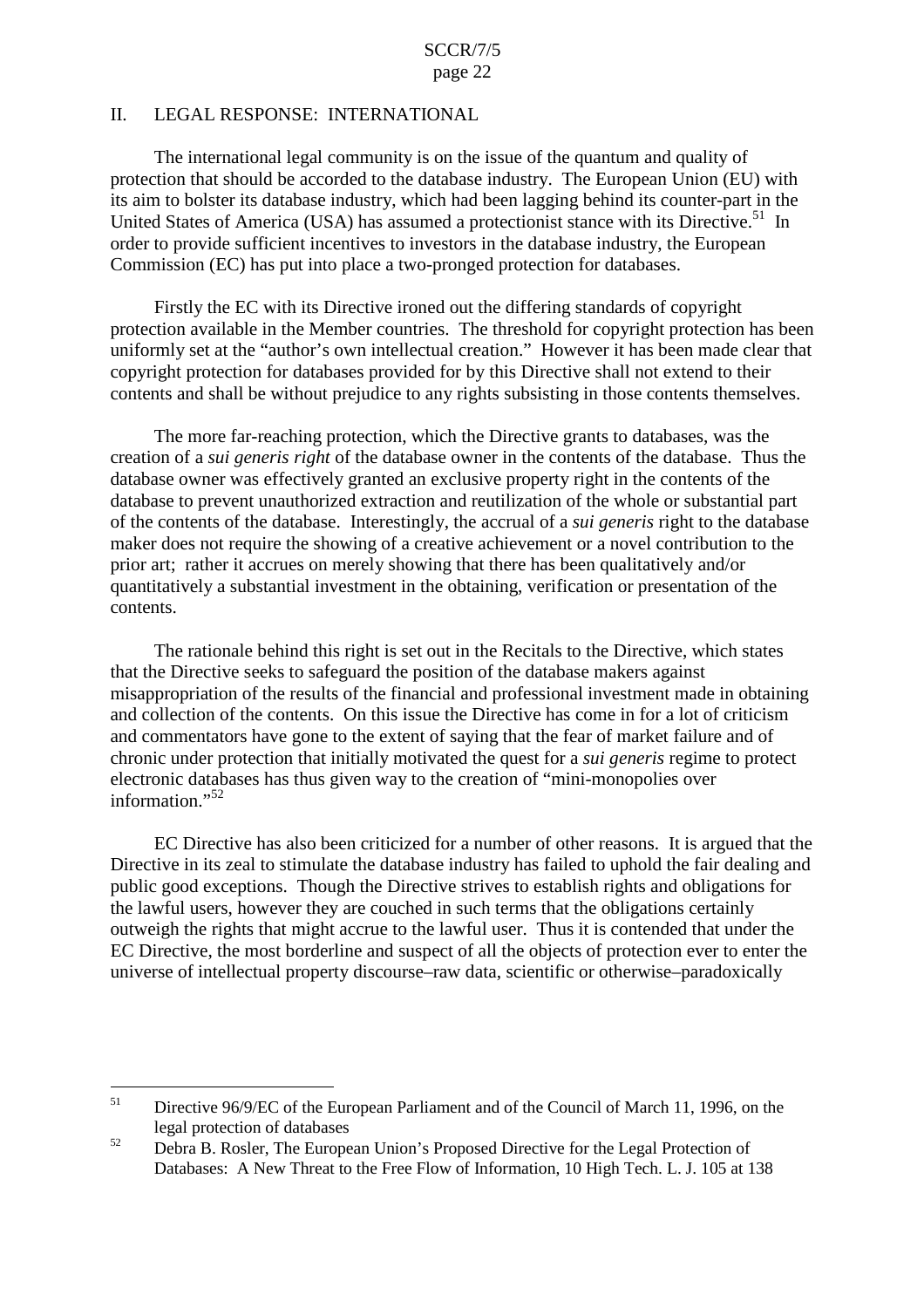## II. LEGAL RESPONSE: INTERNATIONAL

The international legal community is on the issue of the quantum and quality of protection that should be accorded to the database industry. The European Union (EU) with its aim to bolster its database industry, which had been lagging behind its counter-part in the United States of America (USA) has assumed a protectionist stance with its Directive.[51] In order to provide sufficient incentives to investors in the database industry, the European Commission (EC) has put into place a two-pronged protection for databases.

Firstly the EC with its Directive ironed out the differing standards of copyright protection available in the Member countries. The threshold for copyright protection has been uniformly set at the "author's own intellectual creation." However it has been made clear that copyright protection for databases provided for by this Directive shall not extend to their contents and shall be without prejudice to any rights subsisting in those contents themselves.

The more far-reaching protection, which the Directive grants to databases, was the creation of a *sui generis right* of the database owner in the contents of the database. Thus the database owner was effectively granted an exclusive property right in the contents of the database to prevent unauthorized extraction and reutilization of the whole or substantial part of the contents of the database. Interestingly, the accrual of a *sui generis* right to the database maker does not require the showing of a creative achievement or a novel contribution to the prior art; rather it accrues on merely showing that there has been qualitatively and/or quantitatively a substantial investment in the obtaining, verification or presentation of the contents.

The rationale behind this right is set out in the Recitals to the Directive, which states that the Directive seeks to safeguard the position of the database makers against misappropriation of the results of the financial and professional investment made in obtaining and collection of the contents. On this issue the Directive has come in for a lot of criticism and commentators have gone to the extent of saying that the fear of market failure and of chronic under protection that initially motivated the quest for a *sui generis* regime to protect electronic databases has thus given way to the creation of "mini-monopolies over information."[52]

EC Directive has also been criticized for a number of other reasons. It is argued that the Directive in its zeal to stimulate the database industry has failed to uphold the fair dealing and public good exceptions. Though the Directive strives to establish rights and obligations for the lawful users, however they are couched in such terms that the obligations certainly outweigh the rights that might accrue to the lawful user. Thus it is contended that under the EC Directive, the most borderline and suspect of all the objects of protection ever to enter the universe of intellectual property discourse–raw data, scientific or otherwise–paradoxically

---

[51] Directive 96/9/EC of the European Parliament and of the Council of March 11, 1996, on the legal protection of databases

[52] Debra B. Rosler, The European Union's Proposed Directive for the Legal Protection of Databases: A New Threat to the Free Flow of Information, 10 High Tech. L. J. 105 at 138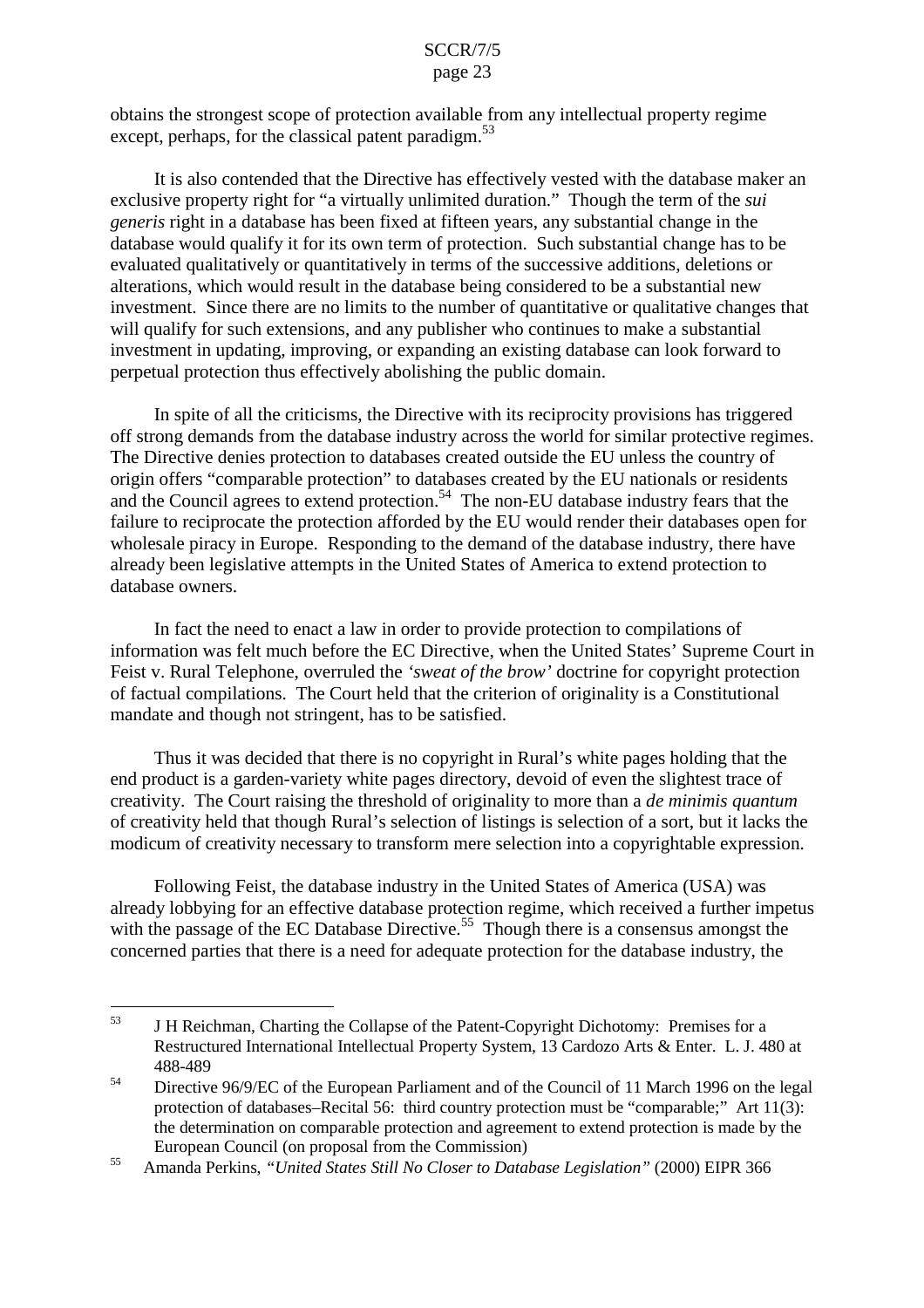obtains the strongest scope of protection available from any intellectual property regime except, perhaps, for the classical patent paradigm.[53]

It is also contended that the Directive has effectively vested with the database maker an exclusive property right for "a virtually unlimited duration." Though the term of the *sui generis* right in a database has been fixed at fifteen years, any substantial change in the database would qualify it for its own term of protection. Such substantial change has to be evaluated qualitatively or quantitatively in terms of the successive additions, deletions or alterations, which would result in the database being considered to be a substantial new investment. Since there are no limits to the number of quantitative or qualitative changes that will qualify for such extensions, and any publisher who continues to make a substantial investment in updating, improving, or expanding an existing database can look forward to perpetual protection thus effectively abolishing the public domain.

In spite of all the criticisms, the Directive with its reciprocity provisions has triggered off strong demands from the database industry across the world for similar protective regimes. The Directive denies protection to databases created outside the EU unless the country of origin offers "comparable protection" to databases created by the EU nationals or residents and the Council agrees to extend protection.[54] The non-EU database industry fears that the failure to reciprocate the protection afforded by the EU would render their databases open for wholesale piracy in Europe. Responding to the demand of the database industry, there have already been legislative attempts in the United States of America to extend protection to database owners.

In fact the need to enact a law in order to provide protection to compilations of information was felt much before the EC Directive, when the United States' Supreme Court in Feist v. Rural Telephone, overruled the *'sweat of the brow'* doctrine for copyright protection of factual compilations. The Court held that the criterion of originality is a Constitutional mandate and though not stringent, has to be satisfied.

Thus it was decided that there is no copyright in Rural's white pages holding that the end product is a garden-variety white pages directory, devoid of even the slightest trace of creativity. The Court raising the threshold of originality to more than a *de minimis quantum* of creativity held that though Rural's selection of listings is selection of a sort, but it lacks the modicum of creativity necessary to transform mere selection into a copyrightable expression.

Following Feist, the database industry in the United States of America (USA) was already lobbying for an effective database protection regime, which received a further impetus with the passage of the EC Database Directive.[55] Though there is a consensus amongst the concerned parties that there is a need for adequate protection for the database industry, the

---

[53] J H Reichman, Charting the Collapse of the Patent-Copyright Dichotomy: Premises for a Restructured International Intellectual Property System, 13 Cardozo Arts & Enter. L. J. 480 at 488-489

[54] Directive 96/9/EC of the European Parliament and of the Council of 11 March 1996 on the legal protection of databases–Recital 56: third country protection must be "comparable;" Art 11(3): the determination on comparable protection and agreement to extend protection is made by the European Council (on proposal from the Commission)

[55] Amanda Perkins, *"United States Still No Closer to Database Legislation"* (2000) EIPR 366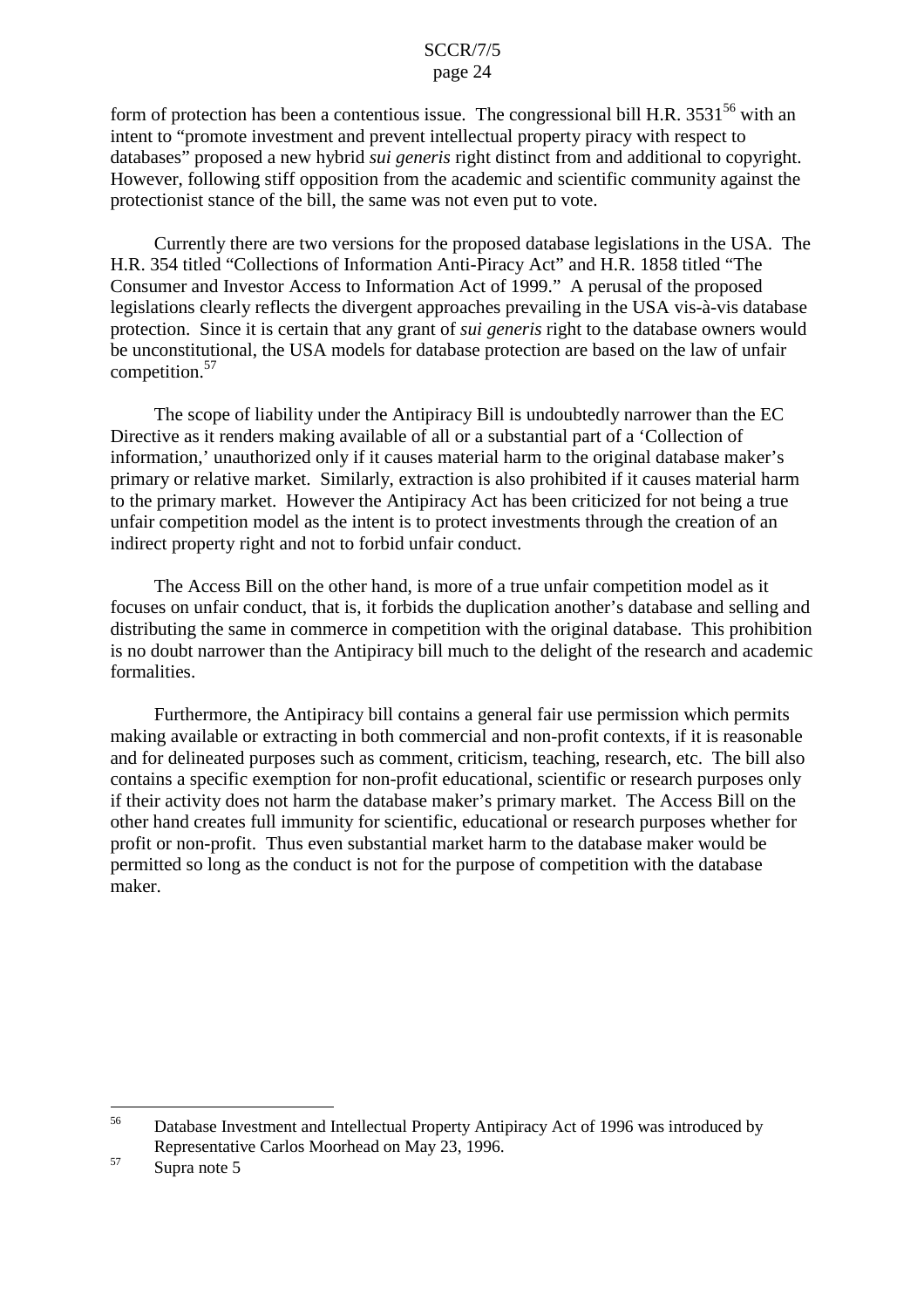form of protection has been a contentious issue. The congressional bill H.R. 3531[56] with an intent to "promote investment and prevent intellectual property piracy with respect to databases" proposed a new hybrid *sui generis* right distinct from and additional to copyright. However, following stiff opposition from the academic and scientific community against the protectionist stance of the bill, the same was not even put to vote.

Currently there are two versions for the proposed database legislations in the USA. The H.R. 354 titled "Collections of Information Anti-Piracy Act" and H.R. 1858 titled "The Consumer and Investor Access to Information Act of 1999." A perusal of the proposed legislations clearly reflects the divergent approaches prevailing in the USA vis-à-vis database protection. Since it is certain that any grant of *sui generis* right to the database owners would be unconstitutional, the USA models for database protection are based on the law of unfair competition.[57]

The scope of liability under the Antipiracy Bill is undoubtedly narrower than the EC Directive as it renders making available of all or a substantial part of a 'Collection of information,' unauthorized only if it causes material harm to the original database maker's primary or relative market. Similarly, extraction is also prohibited if it causes material harm to the primary market. However the Antipiracy Act has been criticized for not being a true unfair competition model as the intent is to protect investments through the creation of an indirect property right and not to forbid unfair conduct.

The Access Bill on the other hand, is more of a true unfair competition model as it focuses on unfair conduct, that is, it forbids the duplication another's database and selling and distributing the same in commerce in competition with the original database. This prohibition is no doubt narrower than the Antipiracy bill much to the delight of the research and academic formalities.

Furthermore, the Antipiracy bill contains a general fair use permission which permits making available or extracting in both commercial and non-profit contexts, if it is reasonable and for delineated purposes such as comment, criticism, teaching, research, etc. The bill also contains a specific exemption for non-profit educational, scientific or research purposes only if their activity does not harm the database maker's primary market. The Access Bill on the other hand creates full immunity for scientific, educational or research purposes whether for profit or non-profit. Thus even substantial market harm to the database maker would be permitted so long as the conduct is not for the purpose of competition with the database maker.

---

[56] Database Investment and Intellectual Property Antipiracy Act of 1996 was introduced by Representative Carlos Moorhead on May 23, 1996.

[57] Supra note 5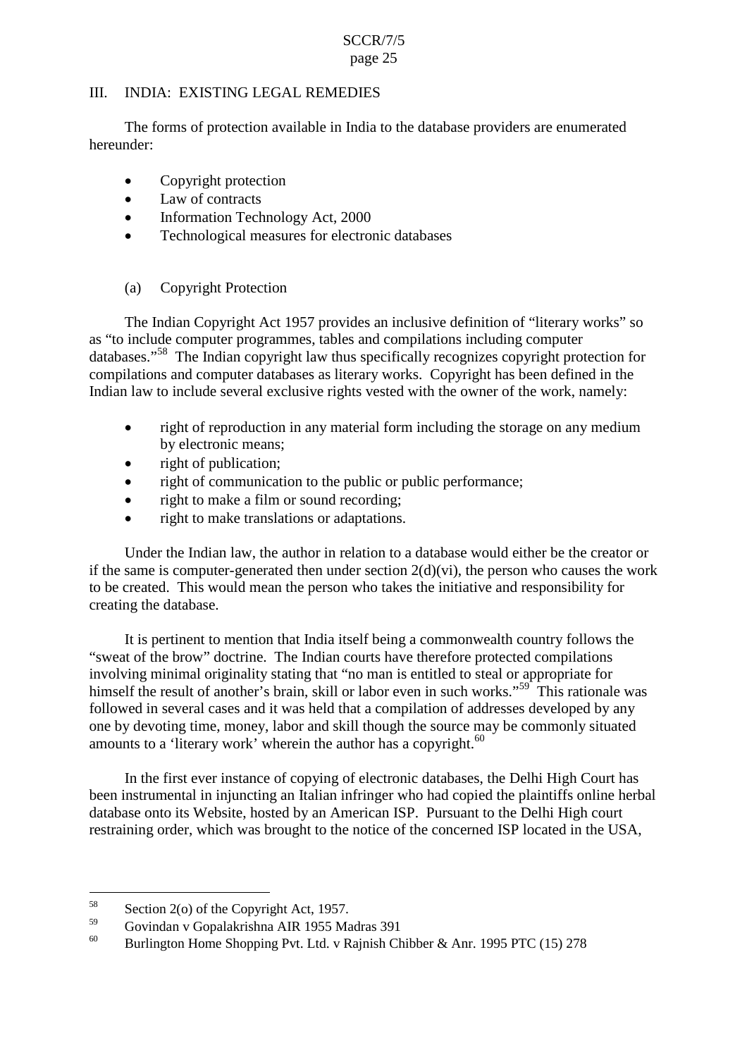## III. INDIA: EXISTING LEGAL REMEDIES

The forms of protection available in India to the database providers are enumerated hereunder:

- Copyright protection
- Law of contracts
- Information Technology Act, 2000
- Technological measures for electronic databases

### (a) Copyright Protection

The Indian Copyright Act 1957 provides an inclusive definition of "literary works" so as "to include computer programmes, tables and compilations including computer databases."[58] The Indian copyright law thus specifically recognizes copyright protection for compilations and computer databases as literary works. Copyright has been defined in the Indian law to include several exclusive rights vested with the owner of the work, namely:

- right of reproduction in any material form including the storage on any medium by electronic means;
- right of publication;
- right of communication to the public or public performance;
- right to make a film or sound recording;
- right to make translations or adaptations.

Under the Indian law, the author in relation to a database would either be the creator or if the same is computer-generated then under section 2(d)(vi), the person who causes the work to be created. This would mean the person who takes the initiative and responsibility for creating the database.

It is pertinent to mention that India itself being a commonwealth country follows the "sweat of the brow" doctrine. The Indian courts have therefore protected compilations involving minimal originality stating that "no man is entitled to steal or appropriate for himself the result of another's brain, skill or labor even in such works."[59] This rationale was followed in several cases and it was held that a compilation of addresses developed by any one by devoting time, money, labor and skill though the source may be commonly situated amounts to a 'literary work' wherein the author has a copyright.[60]

In the first ever instance of copying of electronic databases, the Delhi High Court has been instrumental in injuncting an Italian infringer who had copied the plaintiffs online herbal database onto its Website, hosted by an American ISP. Pursuant to the Delhi High court restraining order, which was brought to the notice of the concerned ISP located in the USA,

---

[58] Section 2(o) of the Copyright Act, 1957.

[59] Govindan v Gopalakrishna AIR 1955 Madras 391

[60] Burlington Home Shopping Pvt. Ltd. v Rajnish Chibber & Anr. 1995 PTC (15) 278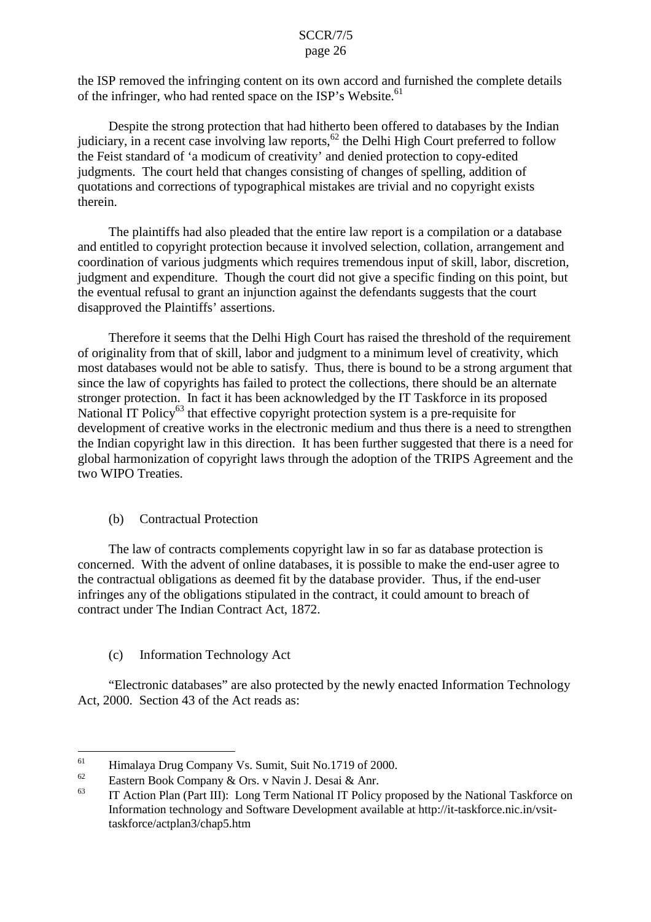the ISP removed the infringing content on its own accord and furnished the complete details of the infringer, who had rented space on the ISP's Website.[61]

Despite the strong protection that had hitherto been offered to databases by the Indian judiciary, in a recent case involving law reports,[62] the Delhi High Court preferred to follow the Feist standard of 'a modicum of creativity' and denied protection to copy-edited judgments. The court held that changes consisting of changes of spelling, addition of quotations and corrections of typographical mistakes are trivial and no copyright exists therein.

The plaintiffs had also pleaded that the entire law report is a compilation or a database and entitled to copyright protection because it involved selection, collation, arrangement and coordination of various judgments which requires tremendous input of skill, labor, discretion, judgment and expenditure. Though the court did not give a specific finding on this point, but the eventual refusal to grant an injunction against the defendants suggests that the court disapproved the Plaintiffs' assertions.

Therefore it seems that the Delhi High Court has raised the threshold of the requirement of originality from that of skill, labor and judgment to a minimum level of creativity, which most databases would not be able to satisfy. Thus, there is bound to be a strong argument that since the law of copyrights has failed to protect the collections, there should be an alternate stronger protection. In fact it has been acknowledged by the IT Taskforce in its proposed National IT Policy[63] that effective copyright protection system is a pre-requisite for development of creative works in the electronic medium and thus there is a need to strengthen the Indian copyright law in this direction. It has been further suggested that there is a need for global harmonization of copyright laws through the adoption of the TRIPS Agreement and the two WIPO Treaties.

(b) Contractual Protection

The law of contracts complements copyright law in so far as database protection is concerned. With the advent of online databases, it is possible to make the end-user agree to the contractual obligations as deemed fit by the database provider. Thus, if the end-user infringes any of the obligations stipulated in the contract, it could amount to breach of contract under The Indian Contract Act, 1872.

(c) Information Technology Act

"Electronic databases" are also protected by the newly enacted Information Technology Act, 2000. Section 43 of the Act reads as:

---

[61] Himalaya Drug Company Vs. Sumit, Suit No.1719 of 2000.

[62] Eastern Book Company & Ors. v Navin J. Desai & Anr.

[63] IT Action Plan (Part III): Long Term National IT Policy proposed by the National Taskforce on Information technology and Software Development available at http://it-taskforce.nic.in/vsit-taskforce/actplan3/chap5.htm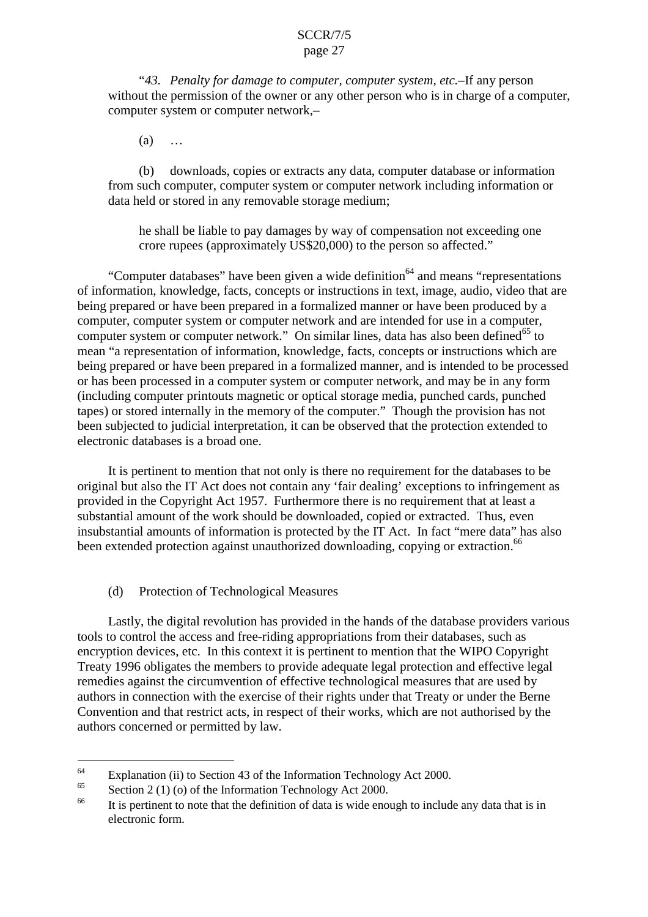"*43. Penalty for damage to computer, computer system, etc.*–If any person without the permission of the owner or any other person who is in charge of a computer, computer system or computer network,–

(a) …

(b) downloads, copies or extracts any data, computer database or information from such computer, computer system or computer network including information or data held or stored in any removable storage medium;

he shall be liable to pay damages by way of compensation not exceeding one crore rupees (approximately US$20,000) to the person so affected."

"Computer databases" have been given a wide definition[64] and means "representations of information, knowledge, facts, concepts or instructions in text, image, audio, video that are being prepared or have been prepared in a formalized manner or have been produced by a computer, computer system or computer network and are intended for use in a computer, computer system or computer network." On similar lines, data has also been defined[65] to mean "a representation of information, knowledge, facts, concepts or instructions which are being prepared or have been prepared in a formalized manner, and is intended to be processed or has been processed in a computer system or computer network, and may be in any form (including computer printouts magnetic or optical storage media, punched cards, punched tapes) or stored internally in the memory of the computer." Though the provision has not been subjected to judicial interpretation, it can be observed that the protection extended to electronic databases is a broad one.

It is pertinent to mention that not only is there no requirement for the databases to be original but also the IT Act does not contain any 'fair dealing' exceptions to infringement as provided in the Copyright Act 1957. Furthermore there is no requirement that at least a substantial amount of the work should be downloaded, copied or extracted. Thus, even insubstantial amounts of information is protected by the IT Act. In fact "mere data" has also been extended protection against unauthorized downloading, copying or extraction.[66]

(d) Protection of Technological Measures

Lastly, the digital revolution has provided in the hands of the database providers various tools to control the access and free-riding appropriations from their databases, such as encryption devices, etc. In this context it is pertinent to mention that the WIPO Copyright Treaty 1996 obligates the members to provide adequate legal protection and effective legal remedies against the circumvention of effective technological measures that are used by authors in connection with the exercise of their rights under that Treaty or under the Berne Convention and that restrict acts, in respect of their works, which are not authorised by the authors concerned or permitted by law.

---

[64] Explanation (ii) to Section 43 of the Information Technology Act 2000.

[65] Section 2 (1) (o) of the Information Technology Act 2000.

[66] It is pertinent to note that the definition of data is wide enough to include any data that is in electronic form.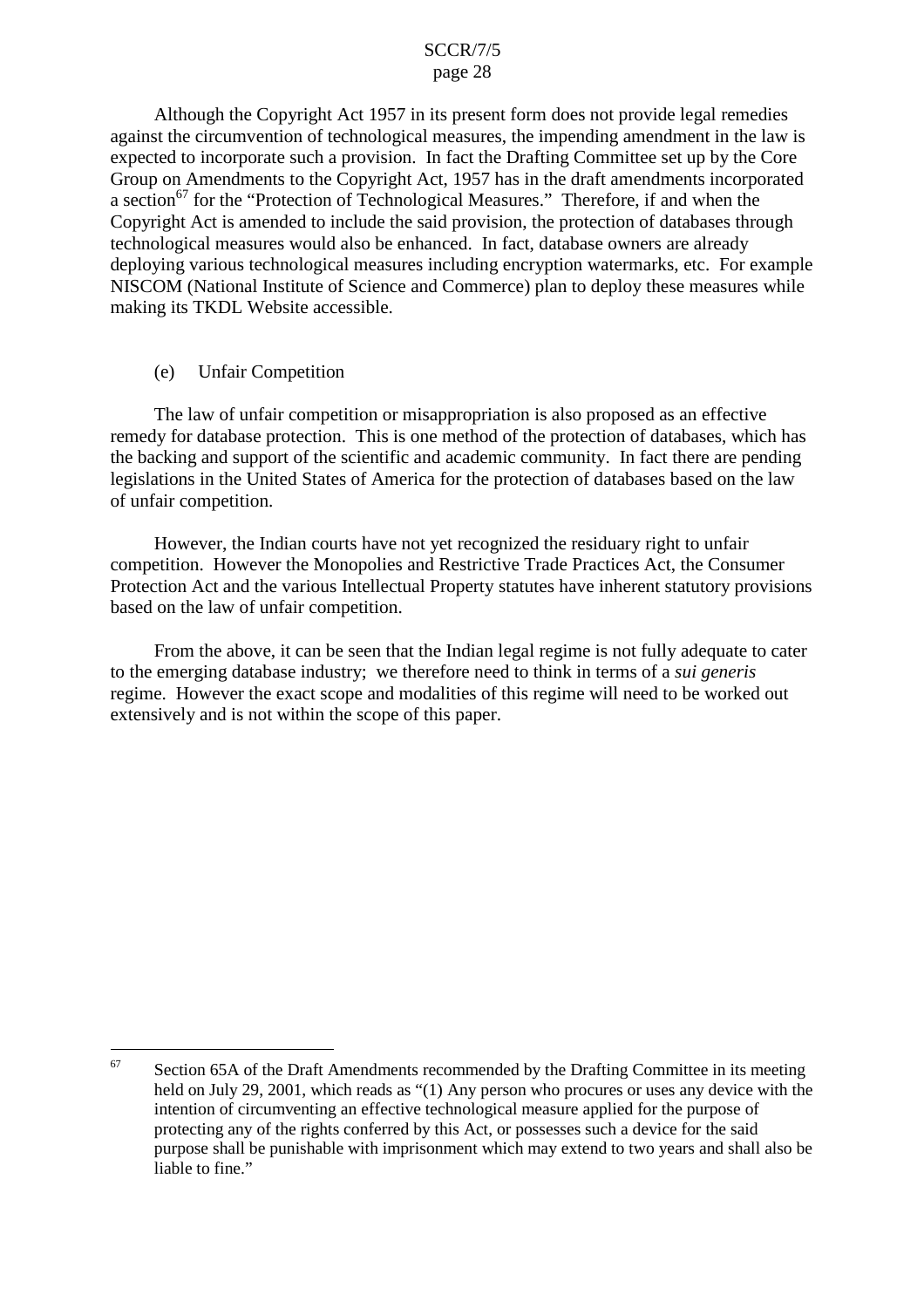Although the Copyright Act 1957 in its present form does not provide legal remedies against the circumvention of technological measures, the impending amendment in the law is expected to incorporate such a provision. In fact the Drafting Committee set up by the Core Group on Amendments to the Copyright Act, 1957 has in the draft amendments incorporated a section[67] for the "Protection of Technological Measures." Therefore, if and when the Copyright Act is amended to include the said provision, the protection of databases through technological measures would also be enhanced. In fact, database owners are already deploying various technological measures including encryption watermarks, etc. For example NISCOM (National Institute of Science and Commerce) plan to deploy these measures while making its TKDL Website accessible.

(e) Unfair Competition

The law of unfair competition or misappropriation is also proposed as an effective remedy for database protection. This is one method of the protection of databases, which has the backing and support of the scientific and academic community. In fact there are pending legislations in the United States of America for the protection of databases based on the law of unfair competition.

However, the Indian courts have not yet recognized the residuary right to unfair competition. However the Monopolies and Restrictive Trade Practices Act, the Consumer Protection Act and the various Intellectual Property statutes have inherent statutory provisions based on the law of unfair competition.

From the above, it can be seen that the Indian legal regime is not fully adequate to cater to the emerging database industry; we therefore need to think in terms of a *sui generis* regime. However the exact scope and modalities of this regime will need to be worked out extensively and is not within the scope of this paper.

---

[67] Section 65A of the Draft Amendments recommended by the Drafting Committee in its meeting held on July 29, 2001, which reads as "(1) Any person who procures or uses any device with the intention of circumventing an effective technological measure applied for the purpose of protecting any of the rights conferred by this Act, or possesses such a device for the said purpose shall be punishable with imprisonment which may extend to two years and shall also be liable to fine."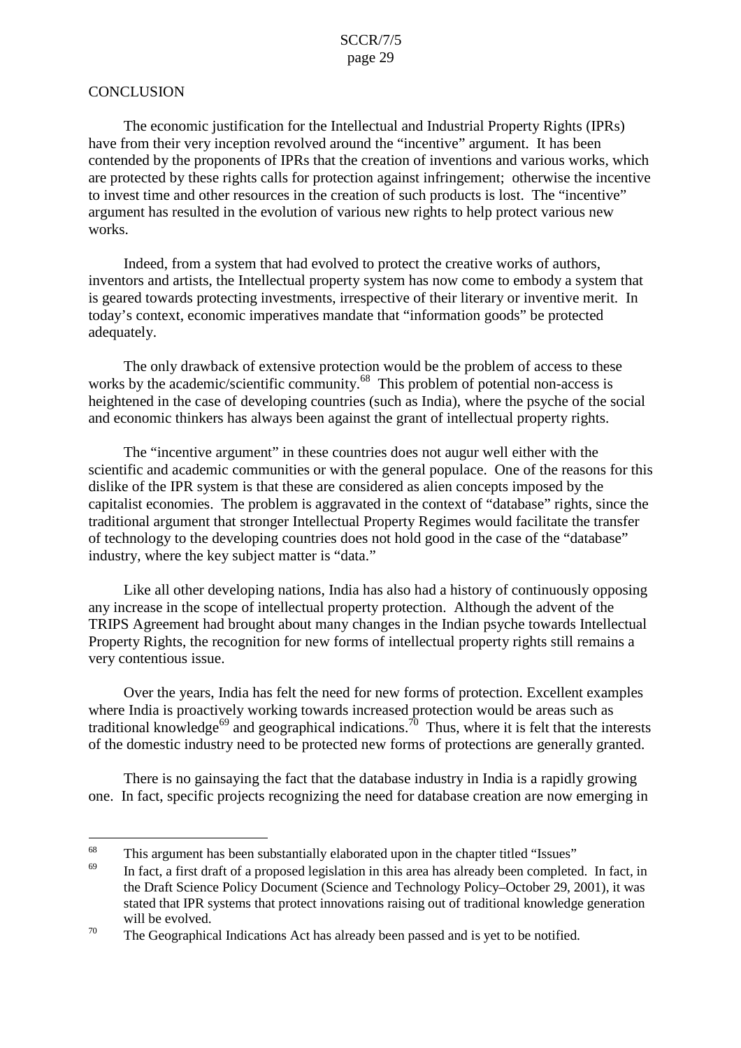## CONCLUSION

The economic justification for the Intellectual and Industrial Property Rights (IPRs) have from their very inception revolved around the "incentive" argument. It has been contended by the proponents of IPRs that the creation of inventions and various works, which are protected by these rights calls for protection against infringement; otherwise the incentive to invest time and other resources in the creation of such products is lost. The "incentive" argument has resulted in the evolution of various new rights to help protect various new works.

Indeed, from a system that had evolved to protect the creative works of authors, inventors and artists, the Intellectual property system has now come to embody a system that is geared towards protecting investments, irrespective of their literary or inventive merit. In today's context, economic imperatives mandate that "information goods" be protected adequately.

The only drawback of extensive protection would be the problem of access to these works by the academic/scientific community.[68] This problem of potential non-access is heightened in the case of developing countries (such as India), where the psyche of the social and economic thinkers has always been against the grant of intellectual property rights.

The "incentive argument" in these countries does not augur well either with the scientific and academic communities or with the general populace. One of the reasons for this dislike of the IPR system is that these are considered as alien concepts imposed by the capitalist economies. The problem is aggravated in the context of "database" rights, since the traditional argument that stronger Intellectual Property Regimes would facilitate the transfer of technology to the developing countries does not hold good in the case of the "database" industry, where the key subject matter is "data."

Like all other developing nations, India has also had a history of continuously opposing any increase in the scope of intellectual property protection. Although the advent of the TRIPS Agreement had brought about many changes in the Indian psyche towards Intellectual Property Rights, the recognition for new forms of intellectual property rights still remains a very contentious issue.

Over the years, India has felt the need for new forms of protection. Excellent examples where India is proactively working towards increased protection would be areas such as traditional knowledge[69] and geographical indications.[70] Thus, where it is felt that the interests of the domestic industry need to be protected new forms of protections are generally granted.

There is no gainsaying the fact that the database industry in India is a rapidly growing one. In fact, specific projects recognizing the need for database creation are now emerging in

---

[68] This argument has been substantially elaborated upon in the chapter titled "Issues"

[69] In fact, a first draft of a proposed legislation in this area has already been completed. In fact, in the Draft Science Policy Document (Science and Technology Policy–October 29, 2001), it was stated that IPR systems that protect innovations raising out of traditional knowledge generation will be evolved.

[70] The Geographical Indications Act has already been passed and is yet to be notified.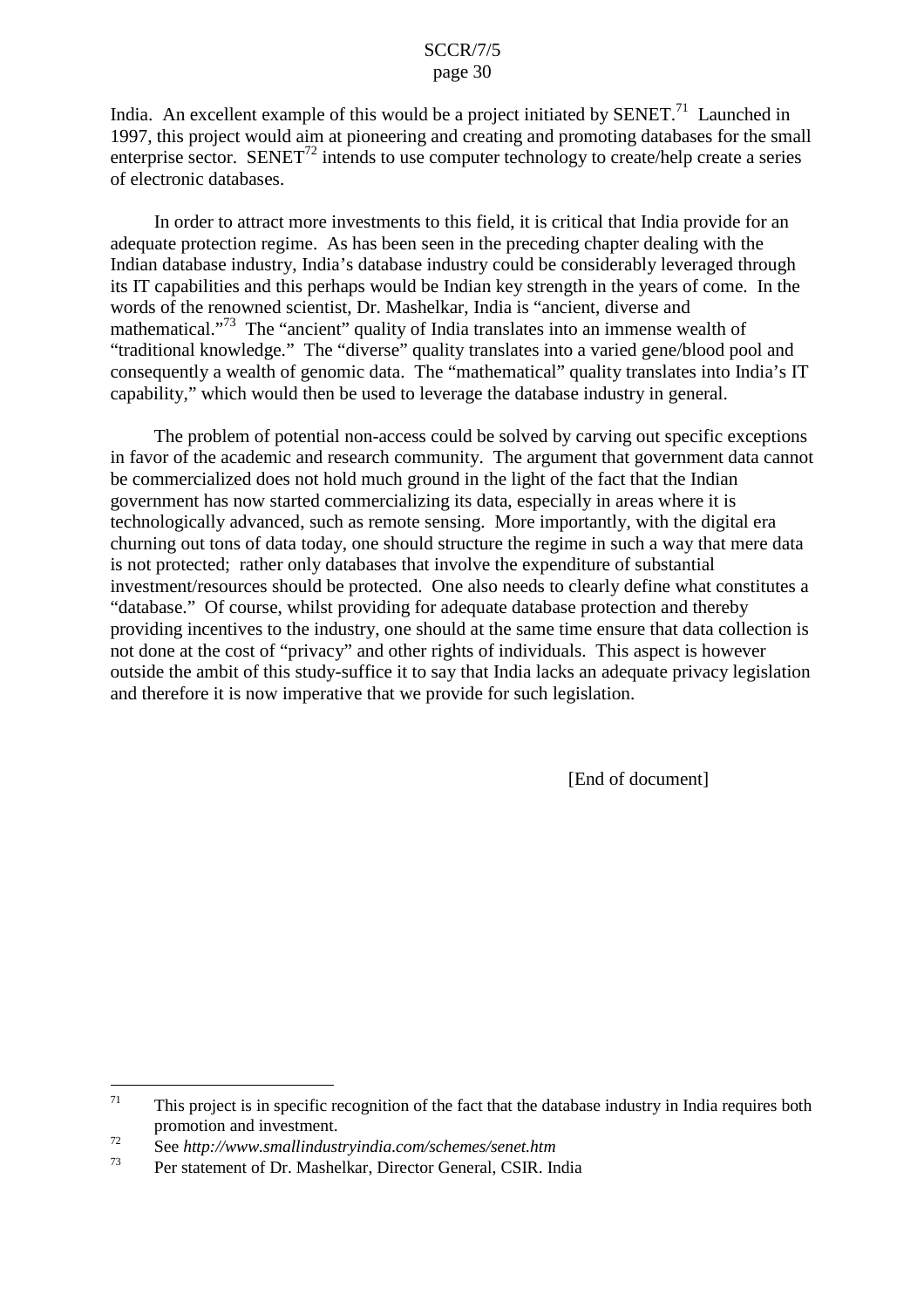India. An excellent example of this would be a project initiated by SENET.[71] Launched in 1997, this project would aim at pioneering and creating and promoting databases for the small enterprise sector. SENET[72] intends to use computer technology to create/help create a series of electronic databases.

In order to attract more investments to this field, it is critical that India provide for an adequate protection regime. As has been seen in the preceding chapter dealing with the Indian database industry, India's database industry could be considerably leveraged through its IT capabilities and this perhaps would be Indian key strength in the years of come. In the words of the renowned scientist, Dr. Mashelkar, India is "ancient, diverse and mathematical."[73] The "ancient" quality of India translates into an immense wealth of "traditional knowledge." The "diverse" quality translates into a varied gene/blood pool and consequently a wealth of genomic data. The "mathematical" quality translates into India's IT capability," which would then be used to leverage the database industry in general.

The problem of potential non-access could be solved by carving out specific exceptions in favor of the academic and research community. The argument that government data cannot be commercialized does not hold much ground in the light of the fact that the Indian government has now started commercializing its data, especially in areas where it is technologically advanced, such as remote sensing. More importantly, with the digital era churning out tons of data today, one should structure the regime in such a way that mere data is not protected; rather only databases that involve the expenditure of substantial investment/resources should be protected. One also needs to clearly define what constitutes a "database." Of course, whilst providing for adequate database protection and thereby providing incentives to the industry, one should at the same time ensure that data collection is not done at the cost of "privacy" and other rights of individuals. This aspect is however outside the ambit of this study-suffice it to say that India lacks an adequate privacy legislation and therefore it is now imperative that we provide for such legislation.

[End of document]

---

[71] This project is in specific recognition of the fact that the database industry in India requires both promotion and investment.

[72] See *http://www.smallindustryindia.com/schemes/senet.htm*

[73] Per statement of Dr. Mashelkar, Director General, CSIR. India